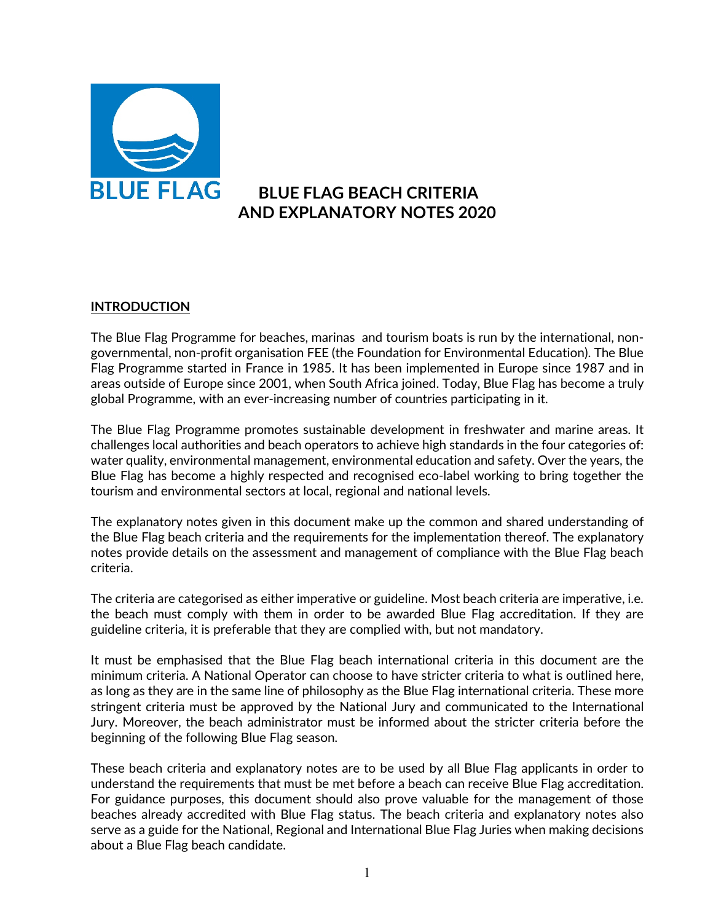BLUE FLAG

# BLUE FLAG BEACH CRITERIA AND EXPLANATORY NOTES 2020

## INTRODUCTION

The Blue Flag Programme for beaches, marinas and tourism boats is run by the international, non-governmental, non-profit organisation FEE (the Foundation for Environmental Education). The Blue Flag Programme started in France in 1985. It has been implemented in Europe since 1987 and in areas outside of Europe since 2001, when South Africa joined. Today, Blue Flag has become a truly global Programme, with an ever-increasing number of countries participating in it.

The Blue Flag Programme promotes sustainable development in freshwater and marine areas. It challenges local authorities and beach operators to achieve high standards in the four categories of: water quality, environmental management, environmental education and safety. Over the years, the Blue Flag has become a highly respected and recognised eco-label working to bring together the tourism and environmental sectors at local, regional and national levels.

The explanatory notes given in this document make up the common and shared understanding of the Blue Flag beach criteria and the requirements for the implementation thereof. The explanatory notes provide details on the assessment and management of compliance with the Blue Flag beach criteria.

The criteria are categorised as either imperative or guideline. Most beach criteria are imperative, i.e. the beach must comply with them in order to be awarded Blue Flag accreditation. If they are guideline criteria, it is preferable that they are complied with, but not mandatory.

It must be emphasised that the Blue Flag beach international criteria in this document are the minimum criteria. A National Operator can choose to have stricter criteria to what is outlined here, as long as they are in the same line of philosophy as the Blue Flag international criteria. These more stringent criteria must be approved by the National Jury and communicated to the International Jury. Moreover, the beach administrator must be informed about the stricter criteria before the beginning of the following Blue Flag season.

These beach criteria and explanatory notes are to be used by all Blue Flag applicants in order to understand the requirements that must be met before a beach can receive Blue Flag accreditation. For guidance purposes, this document should also prove valuable for the management of those beaches already accredited with Blue Flag status. The beach criteria and explanatory notes also serve as a guide for the National, Regional and International Blue Flag Juries when making decisions about a Blue Flag beach candidate.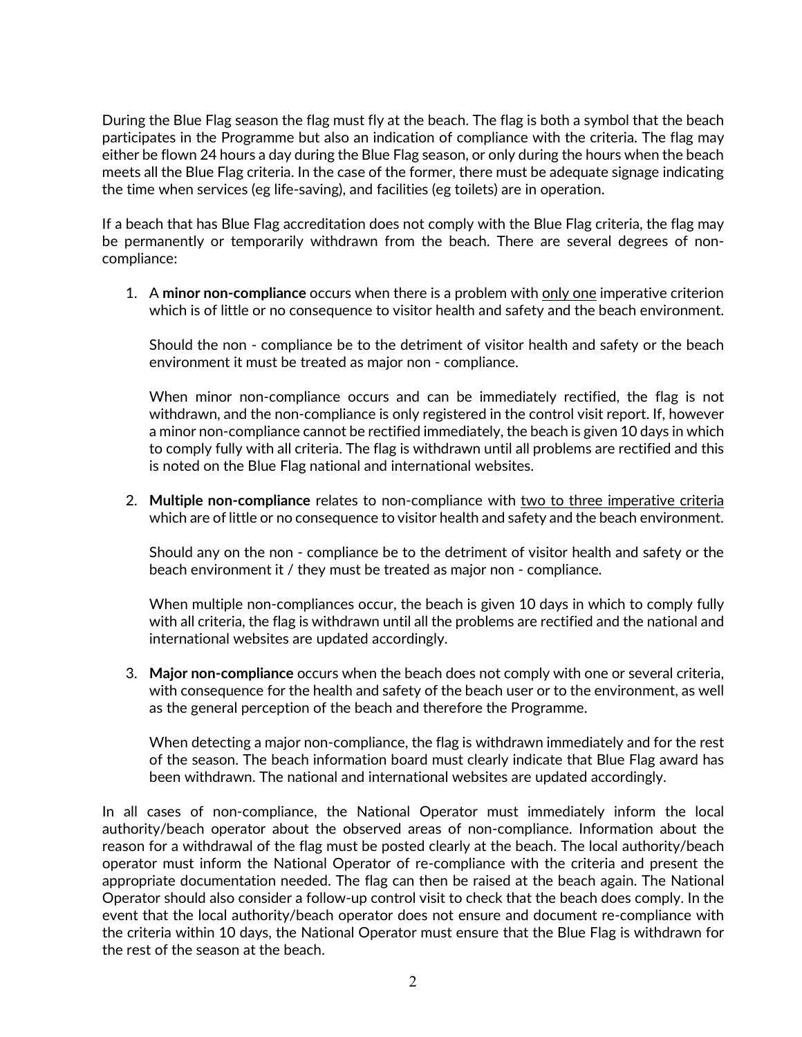During the Blue Flag season the flag must fly at the beach. The flag is both a symbol that the beach participates in the Programme but also an indication of compliance with the criteria. The flag may either be flown 24 hours a day during the Blue Flag season, or only during the hours when the beach meets all the Blue Flag criteria. In the case of the former, there must be adequate signage indicating the time when services (eg life-saving), and facilities (eg toilets) are in operation.

If a beach that has Blue Flag accreditation does not comply with the Blue Flag criteria, the flag may be permanently or temporarily withdrawn from the beach. There are several degrees of non-compliance:

1. A **minor non-compliance** occurs when there is a problem with <u>only one</u> imperative criterion which is of little or no consequence to visitor health and safety and the beach environment.

   Should the non - compliance be to the detriment of visitor health and safety or the beach environment it must be treated as major non - compliance.

   When minor non-compliance occurs and can be immediately rectified, the flag is not withdrawn, and the non-compliance is only registered in the control visit report. If, however a minor non-compliance cannot be rectified immediately, the beach is given 10 days in which to comply fully with all criteria. The flag is withdrawn until all problems are rectified and this is noted on the Blue Flag national and international websites.

2. **Multiple non-compliance** relates to non-compliance with <u>two to three imperative criteria</u> which are of little or no consequence to visitor health and safety and the beach environment.

   Should any on the non - compliance be to the detriment of visitor health and safety or the beach environment it / they must be treated as major non - compliance.

   When multiple non-compliances occur, the beach is given 10 days in which to comply fully with all criteria, the flag is withdrawn until all the problems are rectified and the national and international websites are updated accordingly.

3. **Major non-compliance** occurs when the beach does not comply with one or several criteria, with consequence for the health and safety of the beach user or to the environment, as well as the general perception of the beach and therefore the Programme.

   When detecting a major non-compliance, the flag is withdrawn immediately and for the rest of the season. The beach information board must clearly indicate that Blue Flag award has been withdrawn. The national and international websites are updated accordingly.

In all cases of non-compliance, the National Operator must immediately inform the local authority/beach operator about the observed areas of non-compliance. Information about the reason for a withdrawal of the flag must be posted clearly at the beach. The local authority/beach operator must inform the National Operator of re-compliance with the criteria and present the appropriate documentation needed. The flag can then be raised at the beach again. The National Operator should also consider a follow-up control visit to check that the beach does comply. In the event that the local authority/beach operator does not ensure and document re-compliance with the criteria within 10 days, the National Operator must ensure that the Blue Flag is withdrawn for the rest of the season at the beach.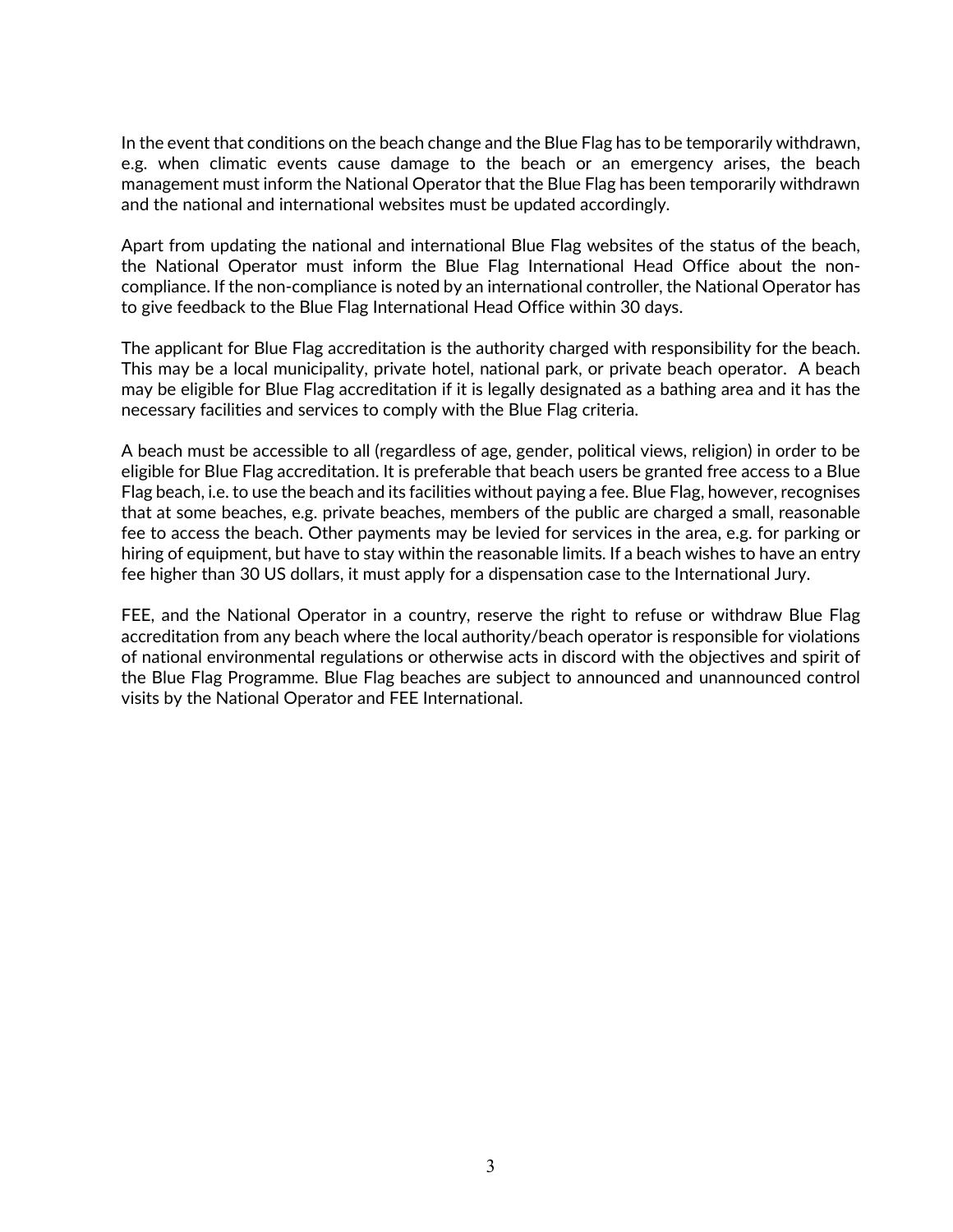In the event that conditions on the beach change and the Blue Flag has to be temporarily withdrawn, e.g. when climatic events cause damage to the beach or an emergency arises, the beach management must inform the National Operator that the Blue Flag has been temporarily withdrawn and the national and international websites must be updated accordingly.

Apart from updating the national and international Blue Flag websites of the status of the beach, the National Operator must inform the Blue Flag International Head Office about the non-compliance. If the non-compliance is noted by an international controller, the National Operator has to give feedback to the Blue Flag International Head Office within 30 days.

The applicant for Blue Flag accreditation is the authority charged with responsibility for the beach. This may be a local municipality, private hotel, national park, or private beach operator. A beach may be eligible for Blue Flag accreditation if it is legally designated as a bathing area and it has the necessary facilities and services to comply with the Blue Flag criteria.

A beach must be accessible to all (regardless of age, gender, political views, religion) in order to be eligible for Blue Flag accreditation. It is preferable that beach users be granted free access to a Blue Flag beach, i.e. to use the beach and its facilities without paying a fee. Blue Flag, however, recognises that at some beaches, e.g. private beaches, members of the public are charged a small, reasonable fee to access the beach. Other payments may be levied for services in the area, e.g. for parking or hiring of equipment, but have to stay within the reasonable limits. If a beach wishes to have an entry fee higher than 30 US dollars, it must apply for a dispensation case to the International Jury.

FEE, and the National Operator in a country, reserve the right to refuse or withdraw Blue Flag accreditation from any beach where the local authority/beach operator is responsible for violations of national environmental regulations or otherwise acts in discord with the objectives and spirit of the Blue Flag Programme. Blue Flag beaches are subject to announced and unannounced control visits by the National Operator and FEE International.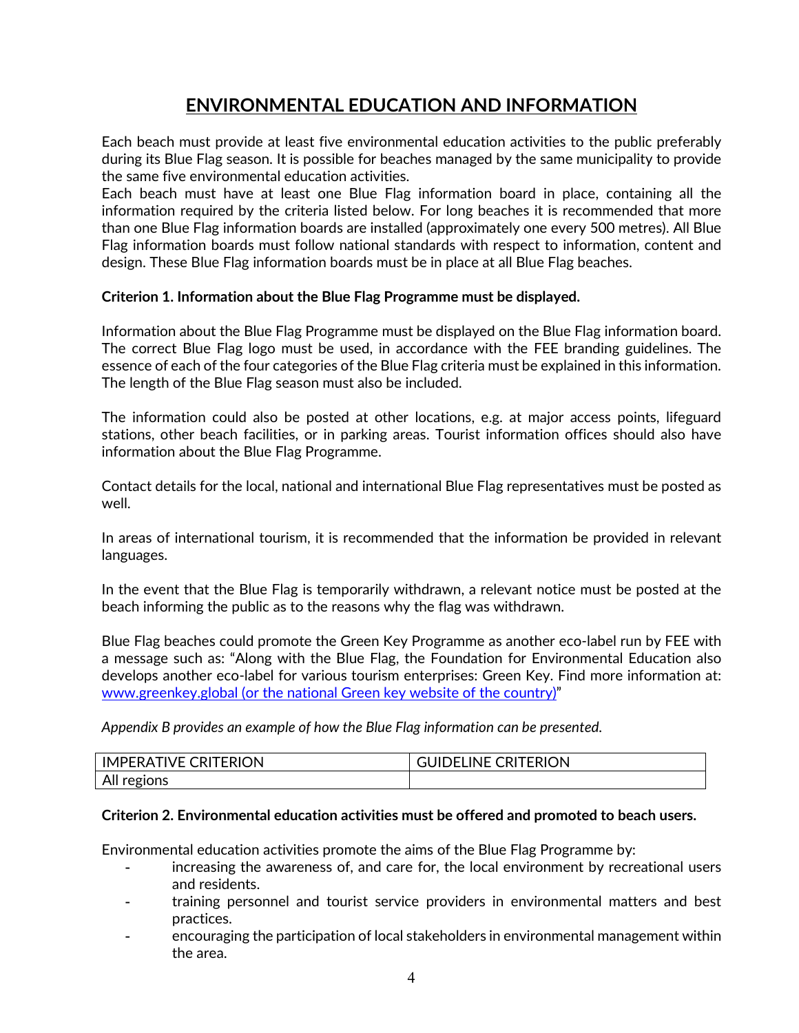# ENVIRONMENTAL EDUCATION AND INFORMATION

Each beach must provide at least five environmental education activities to the public preferably during its Blue Flag season. It is possible for beaches managed by the same municipality to provide the same five environmental education activities.
Each beach must have at least one Blue Flag information board in place, containing all the information required by the criteria listed below. For long beaches it is recommended that more than one Blue Flag information boards are installed (approximately one every 500 metres). All Blue Flag information boards must follow national standards with respect to information, content and design. These Blue Flag information boards must be in place at all Blue Flag beaches.

**Criterion 1. Information about the Blue Flag Programme must be displayed.**

Information about the Blue Flag Programme must be displayed on the Blue Flag information board. The correct Blue Flag logo must be used, in accordance with the FEE branding guidelines. The essence of each of the four categories of the Blue Flag criteria must be explained in this information. The length of the Blue Flag season must also be included.

The information could also be posted at other locations, e.g. at major access points, lifeguard stations, other beach facilities, or in parking areas. Tourist information offices should also have information about the Blue Flag Programme.

Contact details for the local, national and international Blue Flag representatives must be posted as well.

In areas of international tourism, it is recommended that the information be provided in relevant languages.

In the event that the Blue Flag is temporarily withdrawn, a relevant notice must be posted at the beach informing the public as to the reasons why the flag was withdrawn.

Blue Flag beaches could promote the Green Key Programme as another eco-label run by FEE with a message such as: "Along with the Blue Flag, the Foundation for Environmental Education also develops another eco-label for various tourism enterprises: Green Key. Find more information at: www.greenkey.global (or the national Green key website of the country)"

*Appendix B provides an example of how the Blue Flag information can be presented.*

| IMPERATIVE CRITERION | GUIDELINE CRITERION |
|---|---|
| All regions | |

**Criterion 2. Environmental education activities must be offered and promoted to beach users.**

Environmental education activities promote the aims of the Blue Flag Programme by:

- increasing the awareness of, and care for, the local environment by recreational users and residents.
- training personnel and tourist service providers in environmental matters and best practices.
- encouraging the participation of local stakeholders in environmental management within the area.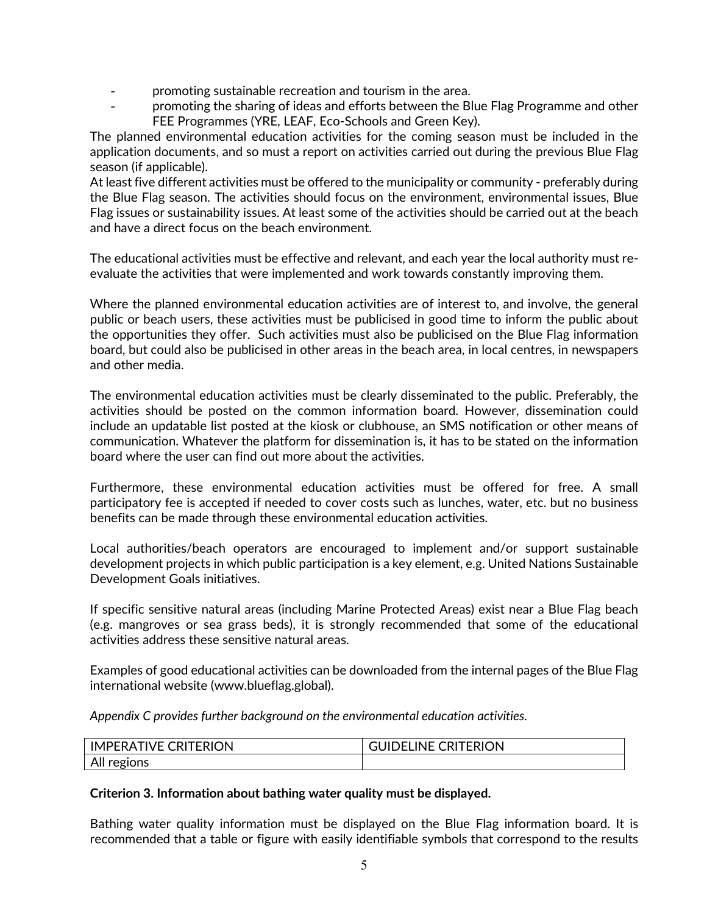- promoting sustainable recreation and tourism in the area.
- promoting the sharing of ideas and efforts between the Blue Flag Programme and other FEE Programmes (YRE, LEAF, Eco-Schools and Green Key).

The planned environmental education activities for the coming season must be included in the application documents, and so must a report on activities carried out during the previous Blue Flag season (if applicable).
At least five different activities must be offered to the municipality or community - preferably during the Blue Flag season. The activities should focus on the environment, environmental issues, Blue Flag issues or sustainability issues. At least some of the activities should be carried out at the beach and have a direct focus on the beach environment.

The educational activities must be effective and relevant, and each year the local authority must re-evaluate the activities that were implemented and work towards constantly improving them.

Where the planned environmental education activities are of interest to, and involve, the general public or beach users, these activities must be publicised in good time to inform the public about the opportunities they offer. Such activities must also be publicised on the Blue Flag information board, but could also be publicised in other areas in the beach area, in local centres, in newspapers and other media.

The environmental education activities must be clearly disseminated to the public. Preferably, the activities should be posted on the common information board. However, dissemination could include an updatable list posted at the kiosk or clubhouse, an SMS notification or other means of communication. Whatever the platform for dissemination is, it has to be stated on the information board where the user can find out more about the activities.

Furthermore, these environmental education activities must be offered for free. A small participatory fee is accepted if needed to cover costs such as lunches, water, etc. but no business benefits can be made through these environmental education activities.

Local authorities/beach operators are encouraged to implement and/or support sustainable development projects in which public participation is a key element, e.g. United Nations Sustainable Development Goals initiatives.

If specific sensitive natural areas (including Marine Protected Areas) exist near a Blue Flag beach (e.g. mangroves or sea grass beds), it is strongly recommended that some of the educational activities address these sensitive natural areas.

Examples of good educational activities can be downloaded from the internal pages of the Blue Flag international website (www.blueflag.global).

*Appendix C provides further background on the environmental education activities.*

| IMPERATIVE CRITERION | GUIDELINE CRITERION |
|---|---|
| All regions | |

**Criterion 3. Information about bathing water quality must be displayed.**

Bathing water quality information must be displayed on the Blue Flag information board. It is recommended that a table or figure with easily identifiable symbols that correspond to the results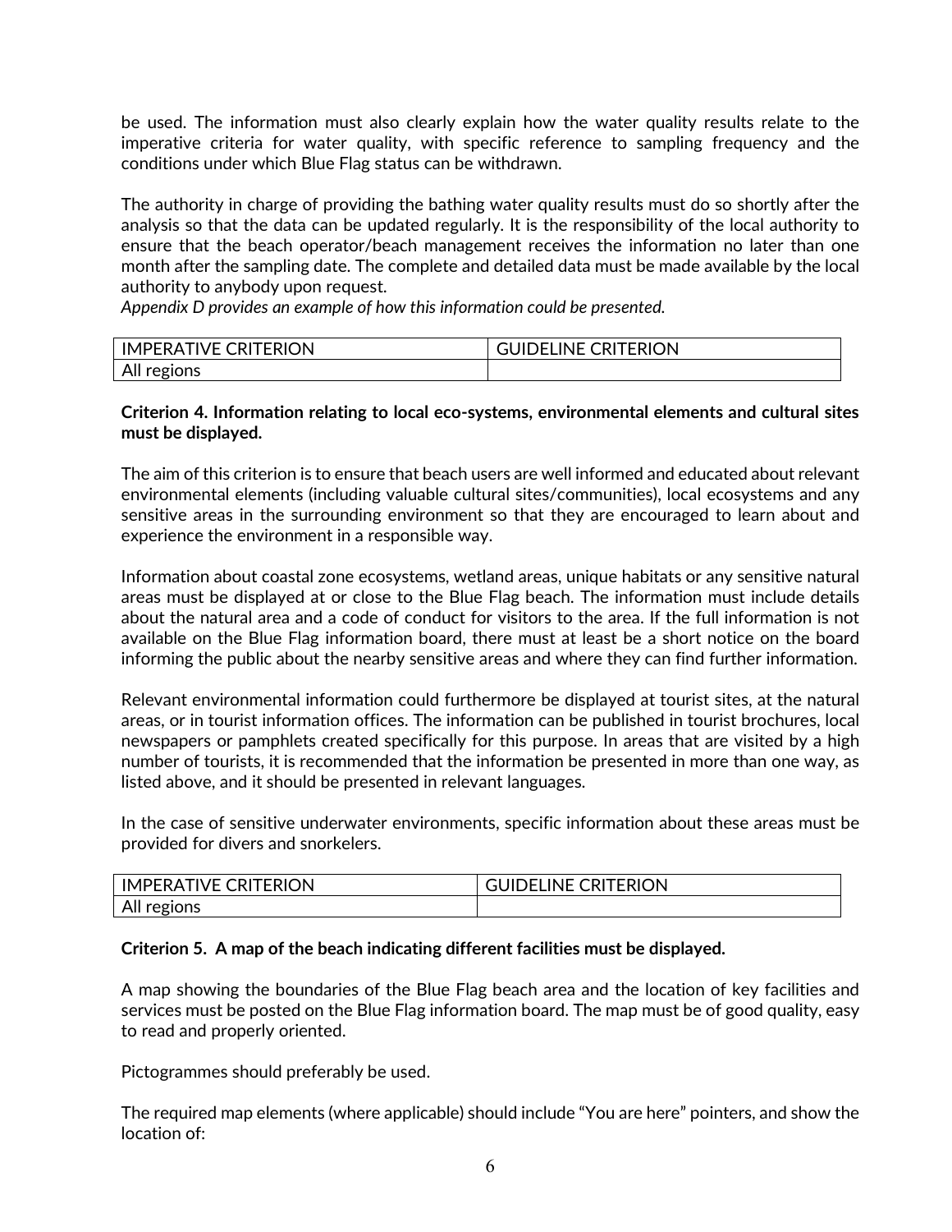be used. The information must also clearly explain how the water quality results relate to the imperative criteria for water quality, with specific reference to sampling frequency and the conditions under which Blue Flag status can be withdrawn.

The authority in charge of providing the bathing water quality results must do so shortly after the analysis so that the data can be updated regularly. It is the responsibility of the local authority to ensure that the beach operator/beach management receives the information no later than one month after the sampling date. The complete and detailed data must be made available by the local authority to anybody upon request.
*Appendix D provides an example of how this information could be presented.*

| IMPERATIVE CRITERION | GUIDELINE CRITERION |
|---|---|
| All regions | |

**Criterion 4. Information relating to local eco-systems, environmental elements and cultural sites must be displayed.**

The aim of this criterion is to ensure that beach users are well informed and educated about relevant environmental elements (including valuable cultural sites/communities), local ecosystems and any sensitive areas in the surrounding environment so that they are encouraged to learn about and experience the environment in a responsible way.

Information about coastal zone ecosystems, wetland areas, unique habitats or any sensitive natural areas must be displayed at or close to the Blue Flag beach. The information must include details about the natural area and a code of conduct for visitors to the area. If the full information is not available on the Blue Flag information board, there must at least be a short notice on the board informing the public about the nearby sensitive areas and where they can find further information.

Relevant environmental information could furthermore be displayed at tourist sites, at the natural areas, or in tourist information offices. The information can be published in tourist brochures, local newspapers or pamphlets created specifically for this purpose. In areas that are visited by a high number of tourists, it is recommended that the information be presented in more than one way, as listed above, and it should be presented in relevant languages.

In the case of sensitive underwater environments, specific information about these areas must be provided for divers and snorkelers.

| IMPERATIVE CRITERION | GUIDELINE CRITERION |
|---|---|
| All regions | |

**Criterion 5. A map of the beach indicating different facilities must be displayed.**

A map showing the boundaries of the Blue Flag beach area and the location of key facilities and services must be posted on the Blue Flag information board. The map must be of good quality, easy to read and properly oriented.

Pictogrammes should preferably be used.

The required map elements (where applicable) should include "You are here" pointers, and show the location of: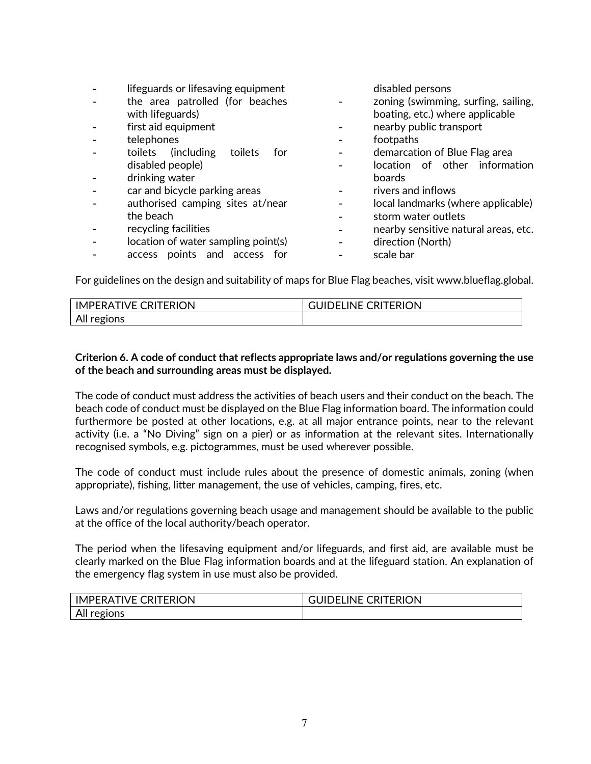- lifeguards or lifesaving equipment
- the area patrolled (for beaches with lifeguards)
- first aid equipment
- telephones
- toilets (including toilets for disabled people)
- drinking water
- car and bicycle parking areas
- authorised camping sites at/near the beach
- recycling facilities
- location of water sampling point(s)
- access points and access for disabled persons
- zoning (swimming, surfing, sailing, boating, etc.) where applicable
- nearby public transport
- footpaths
- demarcation of Blue Flag area
- location of other information boards
- rivers and inflows
- local landmarks (where applicable)
- storm water outlets
- nearby sensitive natural areas, etc.
- direction (North)
- scale bar

For guidelines on the design and suitability of maps for Blue Flag beaches, visit www.blueflag.global.

| IMPERATIVE CRITERION | GUIDELINE CRITERION |
| --- | --- |
| All regions | |

**Criterion 6. A code of conduct that reflects appropriate laws and/or regulations governing the use of the beach and surrounding areas must be displayed.**

The code of conduct must address the activities of beach users and their conduct on the beach. The beach code of conduct must be displayed on the Blue Flag information board. The information could furthermore be posted at other locations, e.g. at all major entrance points, near to the relevant activity (i.e. a "No Diving" sign on a pier) or as information at the relevant sites. Internationally recognised symbols, e.g. pictogrammes, must be used wherever possible.

The code of conduct must include rules about the presence of domestic animals, zoning (when appropriate), fishing, litter management, the use of vehicles, camping, fires, etc.

Laws and/or regulations governing beach usage and management should be available to the public at the office of the local authority/beach operator.

The period when the lifesaving equipment and/or lifeguards, and first aid, are available must be clearly marked on the Blue Flag information boards and at the lifeguard station. An explanation of the emergency flag system in use must also be provided.

| IMPERATIVE CRITERION | GUIDELINE CRITERION |
| --- | --- |
| All regions | |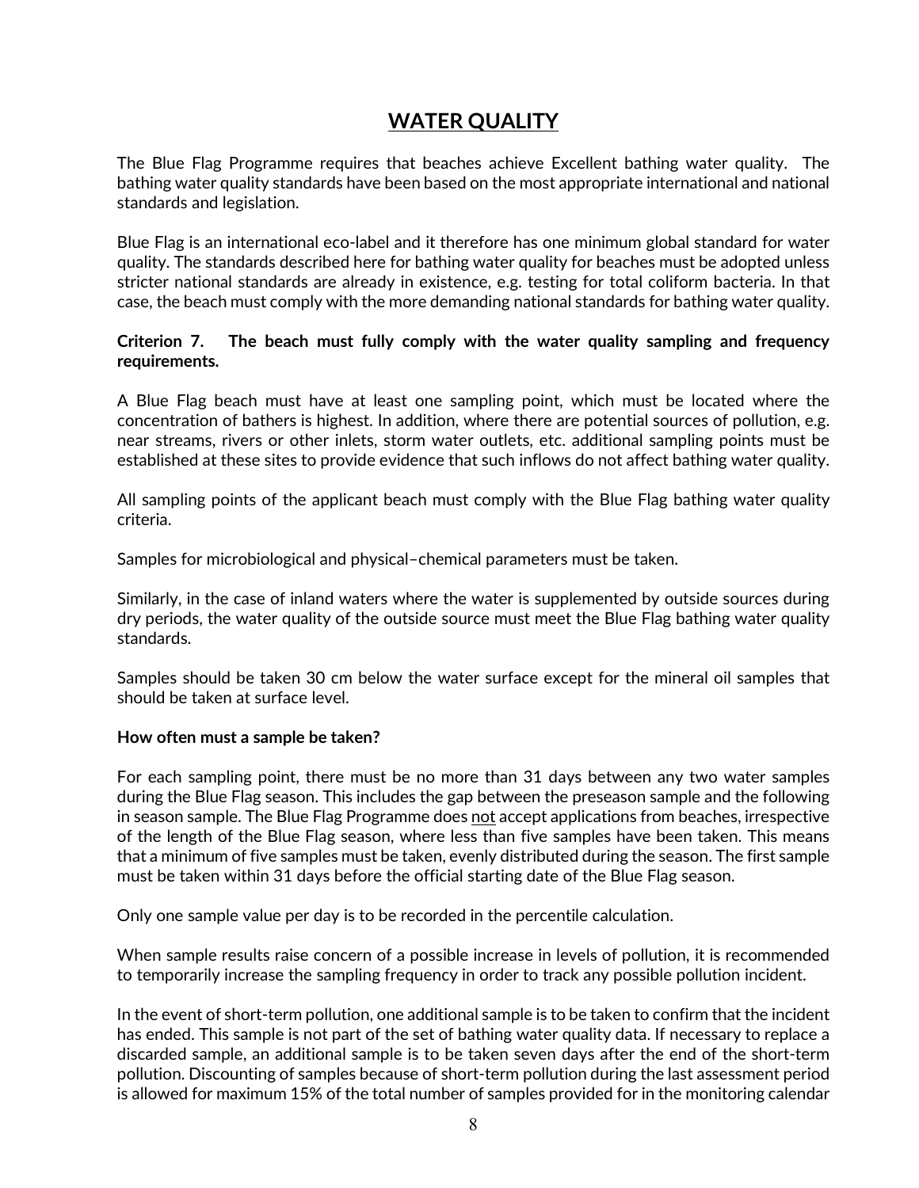# WATER QUALITY

The Blue Flag Programme requires that beaches achieve Excellent bathing water quality. The bathing water quality standards have been based on the most appropriate international and national standards and legislation.

Blue Flag is an international eco-label and it therefore has one minimum global standard for water quality. The standards described here for bathing water quality for beaches must be adopted unless stricter national standards are already in existence, e.g. testing for total coliform bacteria. In that case, the beach must comply with the more demanding national standards for bathing water quality.

**Criterion 7. The beach must fully comply with the water quality sampling and frequency requirements.**

A Blue Flag beach must have at least one sampling point, which must be located where the concentration of bathers is highest. In addition, where there are potential sources of pollution, e.g. near streams, rivers or other inlets, storm water outlets, etc. additional sampling points must be established at these sites to provide evidence that such inflows do not affect bathing water quality.

All sampling points of the applicant beach must comply with the Blue Flag bathing water quality criteria.

Samples for microbiological and physical–chemical parameters must be taken.

Similarly, in the case of inland waters where the water is supplemented by outside sources during dry periods, the water quality of the outside source must meet the Blue Flag bathing water quality standards.

Samples should be taken 30 cm below the water surface except for the mineral oil samples that should be taken at surface level.

**How often must a sample be taken?**

For each sampling point, there must be no more than 31 days between any two water samples during the Blue Flag season. This includes the gap between the preseason sample and the following in season sample. The Blue Flag Programme does not accept applications from beaches, irrespective of the length of the Blue Flag season, where less than five samples have been taken. This means that a minimum of five samples must be taken, evenly distributed during the season. The first sample must be taken within 31 days before the official starting date of the Blue Flag season.

Only one sample value per day is to be recorded in the percentile calculation.

When sample results raise concern of a possible increase in levels of pollution, it is recommended to temporarily increase the sampling frequency in order to track any possible pollution incident.

In the event of short-term pollution, one additional sample is to be taken to confirm that the incident has ended. This sample is not part of the set of bathing water quality data. If necessary to replace a discarded sample, an additional sample is to be taken seven days after the end of the short-term pollution. Discounting of samples because of short-term pollution during the last assessment period is allowed for maximum 15% of the total number of samples provided for in the monitoring calendar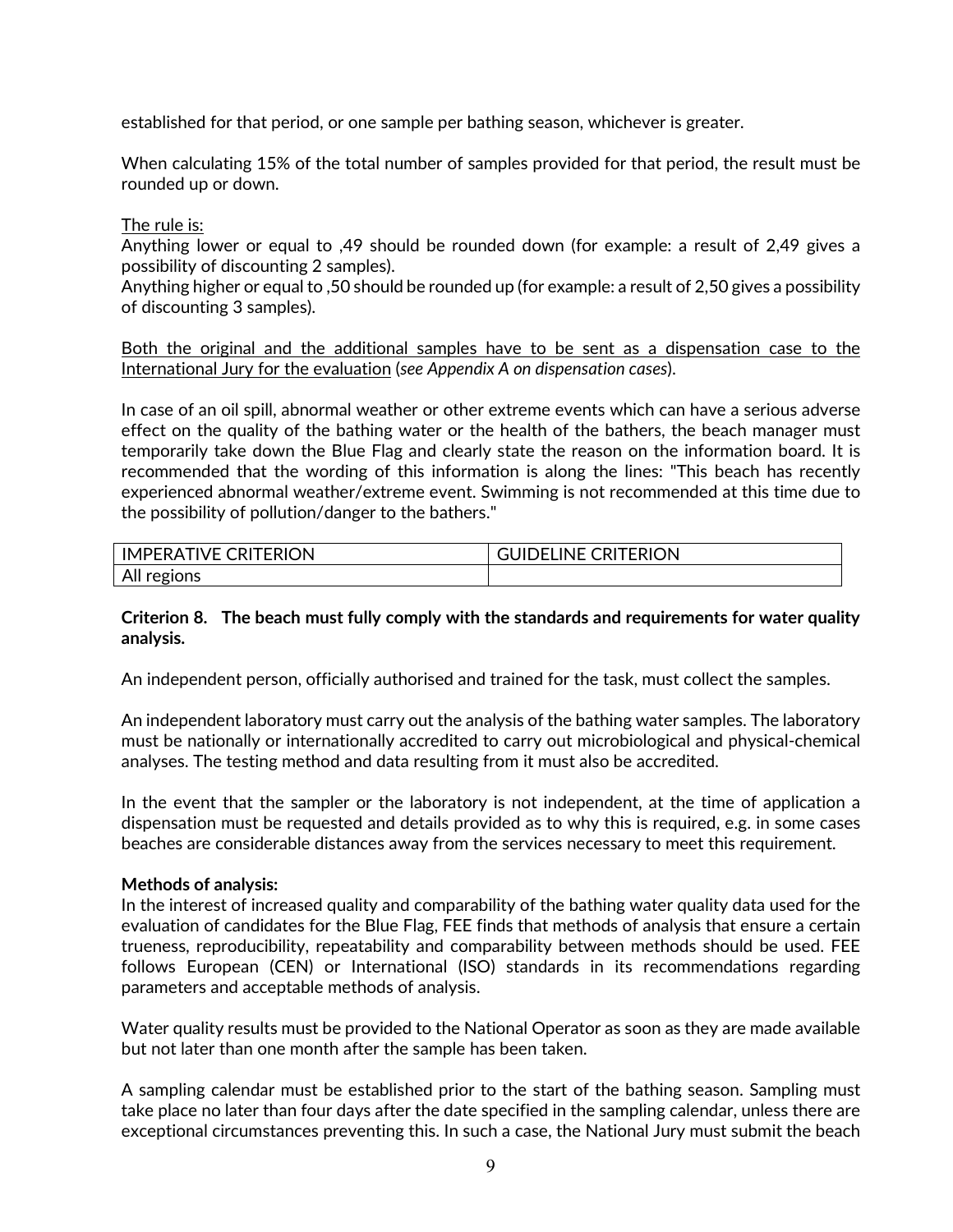established for that period, or one sample per bathing season, whichever is greater.

When calculating 15% of the total number of samples provided for that period, the result must be rounded up or down.

<u>The rule is:</u>
Anything lower or equal to ,49 should be rounded down (for example: a result of 2,49 gives a possibility of discounting 2 samples).
Anything higher or equal to ,50 should be rounded up (for example: a result of 2,50 gives a possibility of discounting 3 samples).

<u>Both the original and the additional samples have to be sent as a dispensation case to the International Jury for the evaluation</u> (*see Appendix A on dispensation cases*).

In case of an oil spill, abnormal weather or other extreme events which can have a serious adverse effect on the quality of the bathing water or the health of the bathers, the beach manager must temporarily take down the Blue Flag and clearly state the reason on the information board. It is recommended that the wording of this information is along the lines: "This beach has recently experienced abnormal weather/extreme event. Swimming is not recommended at this time due to the possibility of pollution/danger to the bathers."

| IMPERATIVE CRITERION | GUIDELINE CRITERION |
|---|---|
| All regions | |

**Criterion 8. The beach must fully comply with the standards and requirements for water quality analysis.**

An independent person, officially authorised and trained for the task, must collect the samples.

An independent laboratory must carry out the analysis of the bathing water samples. The laboratory must be nationally or internationally accredited to carry out microbiological and physical-chemical analyses. The testing method and data resulting from it must also be accredited.

In the event that the sampler or the laboratory is not independent, at the time of application a dispensation must be requested and details provided as to why this is required, e.g. in some cases beaches are considerable distances away from the services necessary to meet this requirement.

**Methods of analysis:**
In the interest of increased quality and comparability of the bathing water quality data used for the evaluation of candidates for the Blue Flag, FEE finds that methods of analysis that ensure a certain trueness, reproducibility, repeatability and comparability between methods should be used. FEE follows European (CEN) or International (ISO) standards in its recommendations regarding parameters and acceptable methods of analysis.

Water quality results must be provided to the National Operator as soon as they are made available but not later than one month after the sample has been taken.

A sampling calendar must be established prior to the start of the bathing season. Sampling must take place no later than four days after the date specified in the sampling calendar, unless there are exceptional circumstances preventing this. In such a case, the National Jury must submit the beach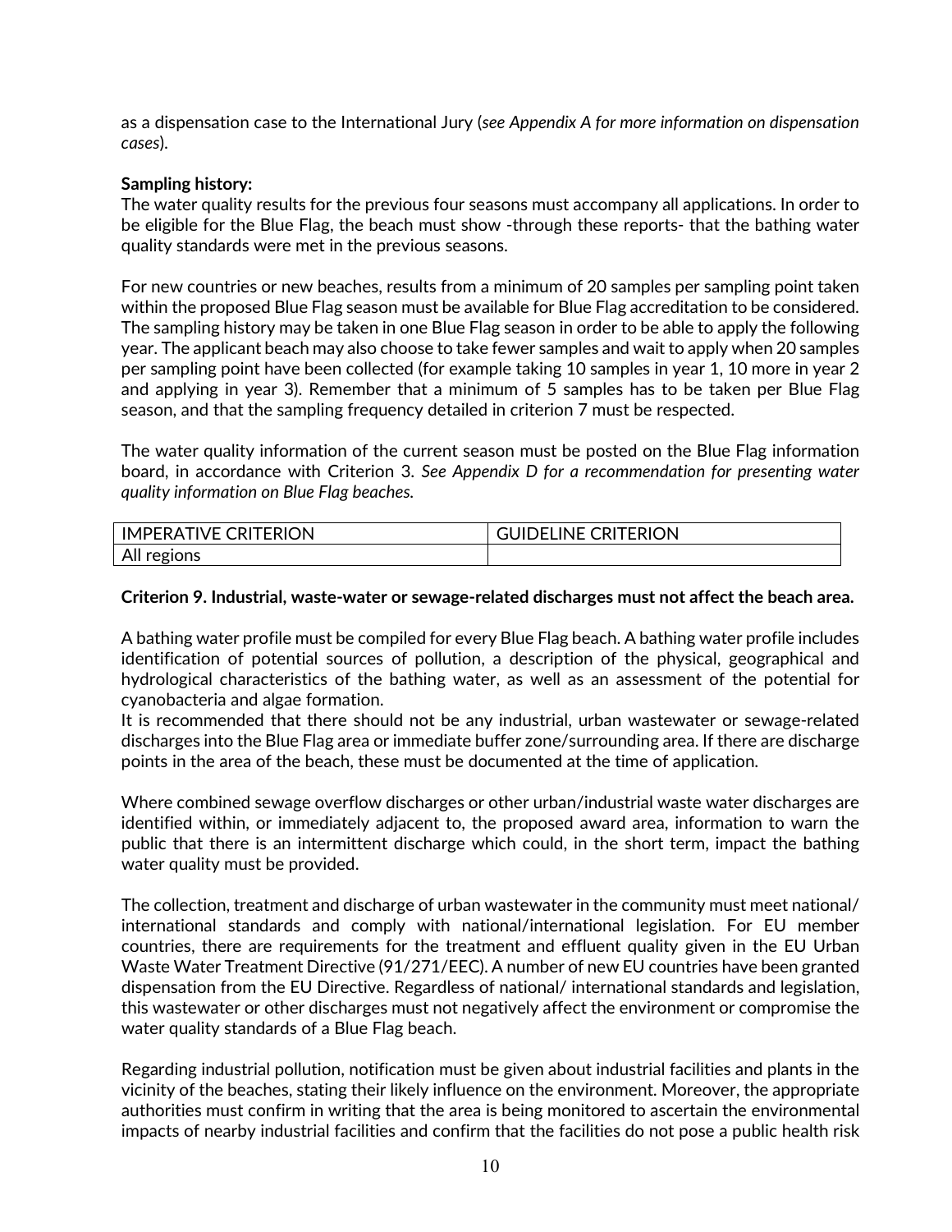as a dispensation case to the International Jury (*see Appendix A for more information on dispensation cases*).

**Sampling history:**
The water quality results for the previous four seasons must accompany all applications. In order to be eligible for the Blue Flag, the beach must show -through these reports- that the bathing water quality standards were met in the previous seasons.

For new countries or new beaches, results from a minimum of 20 samples per sampling point taken within the proposed Blue Flag season must be available for Blue Flag accreditation to be considered. The sampling history may be taken in one Blue Flag season in order to be able to apply the following year. The applicant beach may also choose to take fewer samples and wait to apply when 20 samples per sampling point have been collected (for example taking 10 samples in year 1, 10 more in year 2 and applying in year 3). Remember that a minimum of 5 samples has to be taken per Blue Flag season, and that the sampling frequency detailed in criterion 7 must be respected.

The water quality information of the current season must be posted on the Blue Flag information board, in accordance with Criterion 3. *See Appendix D for a recommendation for presenting water quality information on Blue Flag beaches.*

| IMPERATIVE CRITERION | GUIDELINE CRITERION |
| --- | --- |
| All regions | |

**Criterion 9. Industrial, waste-water or sewage-related discharges must not affect the beach area.**

A bathing water profile must be compiled for every Blue Flag beach. A bathing water profile includes identification of potential sources of pollution, a description of the physical, geographical and hydrological characteristics of the bathing water, as well as an assessment of the potential for cyanobacteria and algae formation.
It is recommended that there should not be any industrial, urban wastewater or sewage-related discharges into the Blue Flag area or immediate buffer zone/surrounding area. If there are discharge points in the area of the beach, these must be documented at the time of application.

Where combined sewage overflow discharges or other urban/industrial waste water discharges are identified within, or immediately adjacent to, the proposed award area, information to warn the public that there is an intermittent discharge which could, in the short term, impact the bathing water quality must be provided.

The collection, treatment and discharge of urban wastewater in the community must meet national/ international standards and comply with national/international legislation. For EU member countries, there are requirements for the treatment and effluent quality given in the EU Urban Waste Water Treatment Directive (91/271/EEC). A number of new EU countries have been granted dispensation from the EU Directive. Regardless of national/ international standards and legislation, this wastewater or other discharges must not negatively affect the environment or compromise the water quality standards of a Blue Flag beach.

Regarding industrial pollution, notification must be given about industrial facilities and plants in the vicinity of the beaches, stating their likely influence on the environment. Moreover, the appropriate authorities must confirm in writing that the area is being monitored to ascertain the environmental impacts of nearby industrial facilities and confirm that the facilities do not pose a public health risk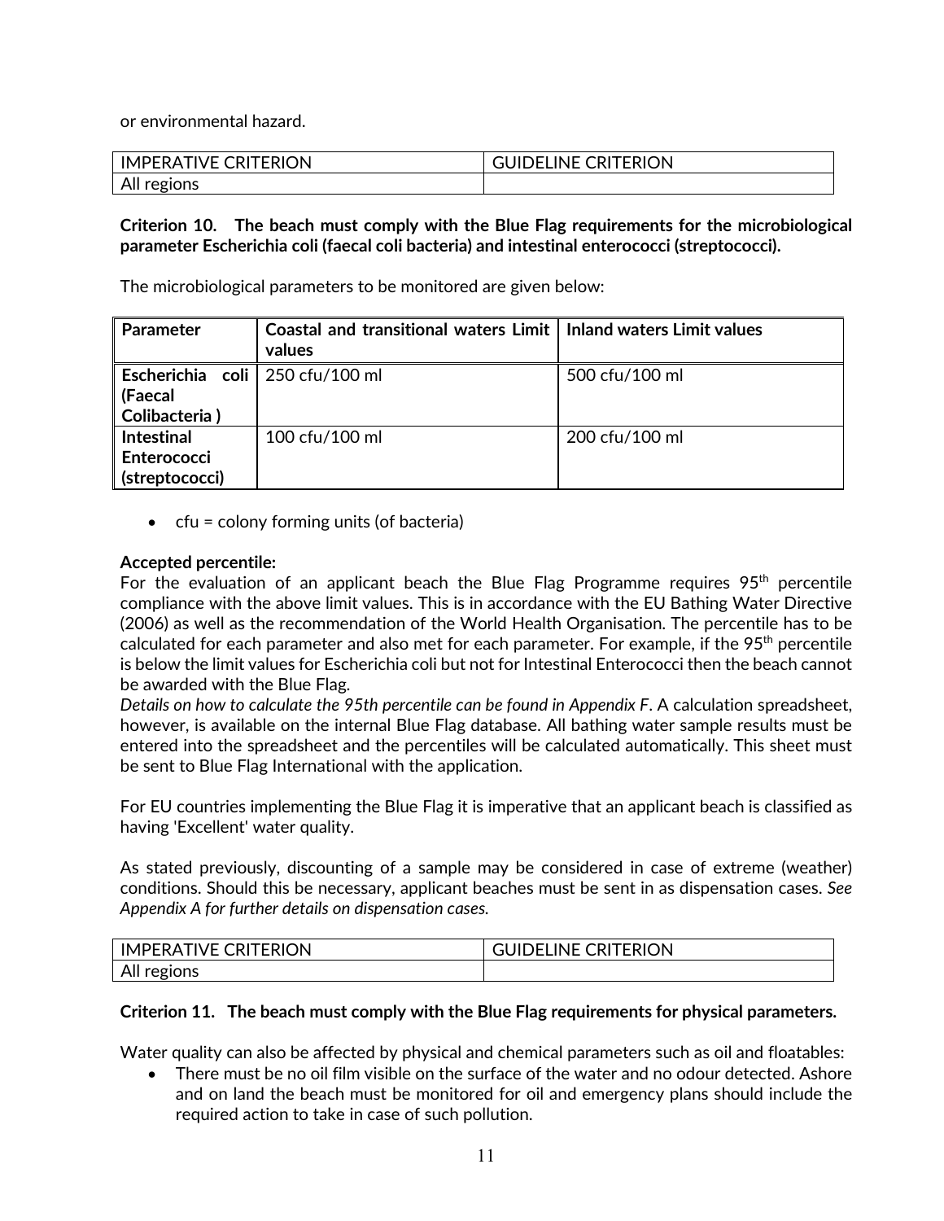or environmental hazard.

| IMPERATIVE CRITERION | GUIDELINE CRITERION |
| --- | --- |
| All regions | |

**Criterion 10. The beach must comply with the Blue Flag requirements for the microbiological parameter Escherichia coli (faecal coli bacteria) and intestinal enterococci (streptococci).**

The microbiological parameters to be monitored are given below:

| Parameter | Coastal and transitional waters Limit values | Inland waters Limit values |
| --- | --- | --- |
| **Escherichia coli (Faecal Colibacteria )** | 250 cfu/100 ml | 500 cfu/100 ml |
| **Intestinal Enterococci (streptococci)** | 100 cfu/100 ml | 200 cfu/100 ml |

- cfu = colony forming units (of bacteria)

**Accepted percentile:**
For the evaluation of an applicant beach the Blue Flag Programme requires 95th percentile compliance with the above limit values. This is in accordance with the EU Bathing Water Directive (2006) as well as the recommendation of the World Health Organisation. The percentile has to be calculated for each parameter and also met for each parameter. For example, if the 95th percentile is below the limit values for Escherichia coli but not for Intestinal Enterococci then the beach cannot be awarded with the Blue Flag.
*Details on how to calculate the 95th percentile can be found in Appendix F*. A calculation spreadsheet, however, is available on the internal Blue Flag database. All bathing water sample results must be entered into the spreadsheet and the percentiles will be calculated automatically. This sheet must be sent to Blue Flag International with the application.

For EU countries implementing the Blue Flag it is imperative that an applicant beach is classified as having 'Excellent' water quality.

As stated previously, discounting of a sample may be considered in case of extreme (weather) conditions. Should this be necessary, applicant beaches must be sent in as dispensation cases. *See Appendix A for further details on dispensation cases.*

| IMPERATIVE CRITERION | GUIDELINE CRITERION |
| --- | --- |
| All regions | |

**Criterion 11. The beach must comply with the Blue Flag requirements for physical parameters.**

Water quality can also be affected by physical and chemical parameters such as oil and floatables:

- There must be no oil film visible on the surface of the water and no odour detected. Ashore and on land the beach must be monitored for oil and emergency plans should include the required action to take in case of such pollution.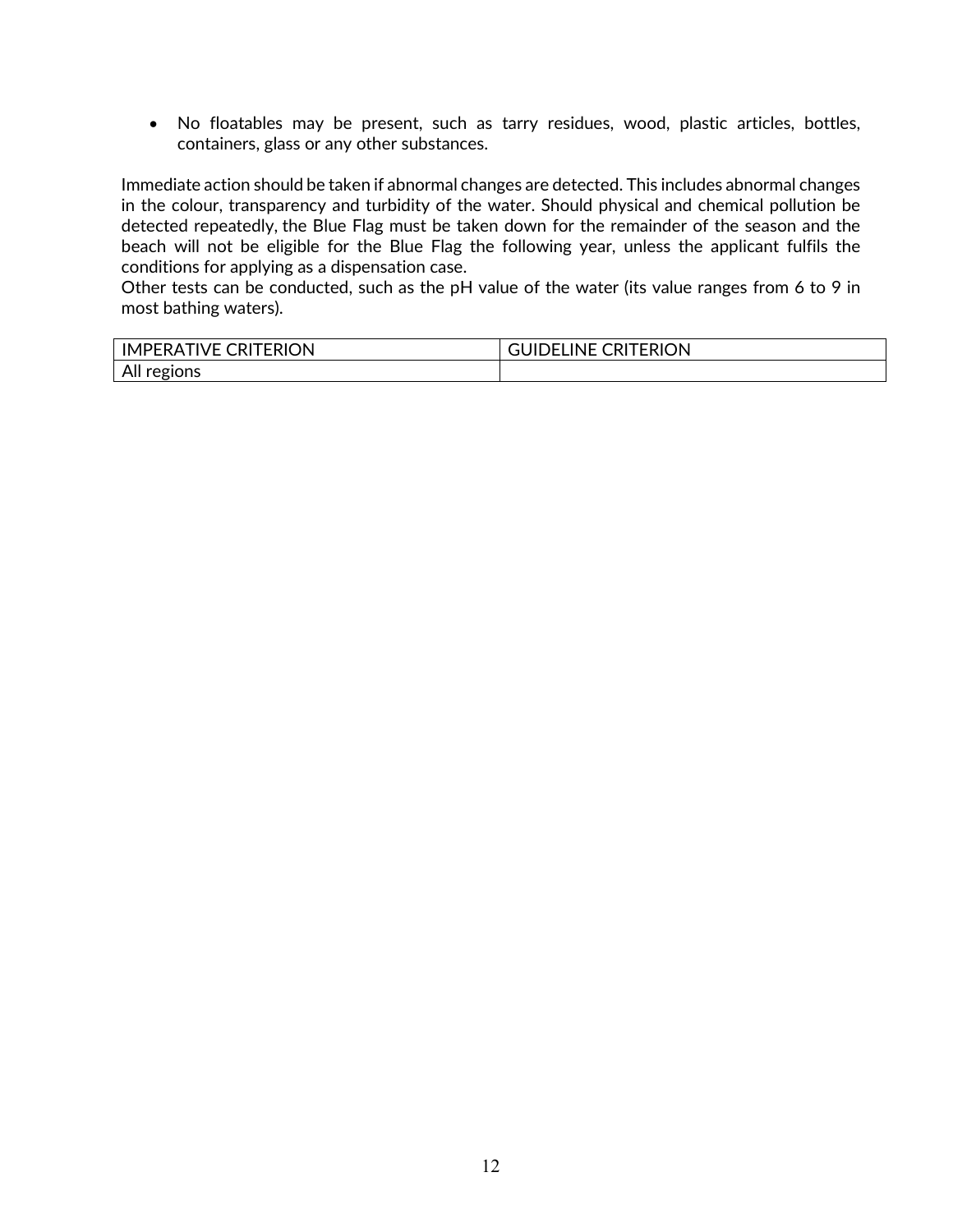- No floatables may be present, such as tarry residues, wood, plastic articles, bottles, containers, glass or any other substances.

Immediate action should be taken if abnormal changes are detected. This includes abnormal changes in the colour, transparency and turbidity of the water. Should physical and chemical pollution be detected repeatedly, the Blue Flag must be taken down for the remainder of the season and the beach will not be eligible for the Blue Flag the following year, unless the applicant fulfils the conditions for applying as a dispensation case.
Other tests can be conducted, such as the pH value of the water (its value ranges from 6 to 9 in most bathing waters).

| IMPERATIVE CRITERION | GUIDELINE CRITERION |
|---|---|
| All regions | |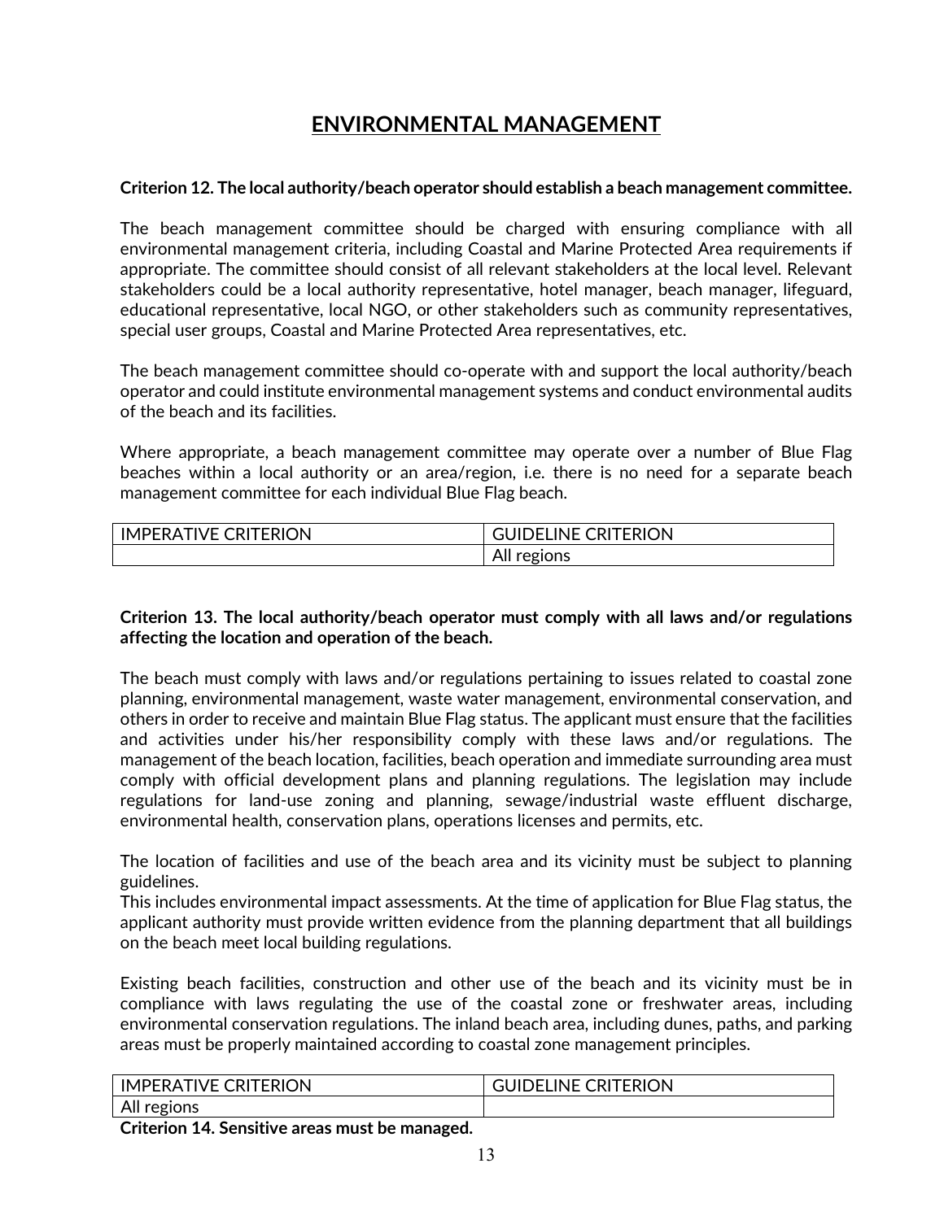# ENVIRONMENTAL MANAGEMENT

**Criterion 12. The local authority/beach operator should establish a beach management committee.**

The beach management committee should be charged with ensuring compliance with all environmental management criteria, including Coastal and Marine Protected Area requirements if appropriate. The committee should consist of all relevant stakeholders at the local level. Relevant stakeholders could be a local authority representative, hotel manager, beach manager, lifeguard, educational representative, local NGO, or other stakeholders such as community representatives, special user groups, Coastal and Marine Protected Area representatives, etc.

The beach management committee should co-operate with and support the local authority/beach operator and could institute environmental management systems and conduct environmental audits of the beach and its facilities.

Where appropriate, a beach management committee may operate over a number of Blue Flag beaches within a local authority or an area/region, i.e. there is no need for a separate beach management committee for each individual Blue Flag beach.

| IMPERATIVE CRITERION | GUIDELINE CRITERION |
|---|---|
| | All regions |

**Criterion 13. The local authority/beach operator must comply with all laws and/or regulations affecting the location and operation of the beach.**

The beach must comply with laws and/or regulations pertaining to issues related to coastal zone planning, environmental management, waste water management, environmental conservation, and others in order to receive and maintain Blue Flag status. The applicant must ensure that the facilities and activities under his/her responsibility comply with these laws and/or regulations. The management of the beach location, facilities, beach operation and immediate surrounding area must comply with official development plans and planning regulations. The legislation may include regulations for land-use zoning and planning, sewage/industrial waste effluent discharge, environmental health, conservation plans, operations licenses and permits, etc.

The location of facilities and use of the beach area and its vicinity must be subject to planning guidelines.
This includes environmental impact assessments. At the time of application for Blue Flag status, the applicant authority must provide written evidence from the planning department that all buildings on the beach meet local building regulations.

Existing beach facilities, construction and other use of the beach and its vicinity must be in compliance with laws regulating the use of the coastal zone or freshwater areas, including environmental conservation regulations. The inland beach area, including dunes, paths, and parking areas must be properly maintained according to coastal zone management principles.

| IMPERATIVE CRITERION | GUIDELINE CRITERION |
|---|---|
| All regions | |

**Criterion 14. Sensitive areas must be managed.**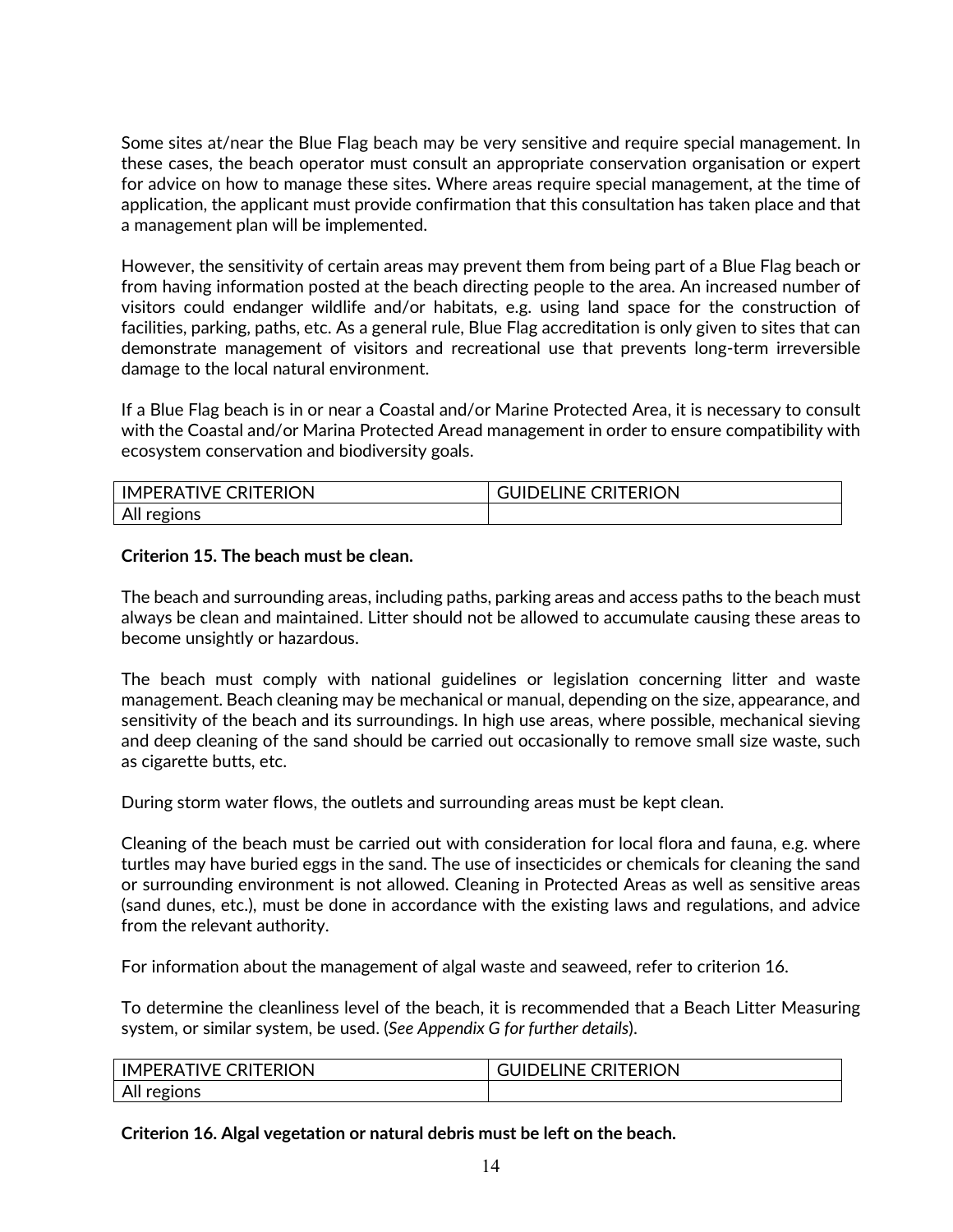Some sites at/near the Blue Flag beach may be very sensitive and require special management. In these cases, the beach operator must consult an appropriate conservation organisation or expert for advice on how to manage these sites. Where areas require special management, at the time of application, the applicant must provide confirmation that this consultation has taken place and that a management plan will be implemented.

However, the sensitivity of certain areas may prevent them from being part of a Blue Flag beach or from having information posted at the beach directing people to the area. An increased number of visitors could endanger wildlife and/or habitats, e.g. using land space for the construction of facilities, parking, paths, etc. As a general rule, Blue Flag accreditation is only given to sites that can demonstrate management of visitors and recreational use that prevents long-term irreversible damage to the local natural environment.

If a Blue Flag beach is in or near a Coastal and/or Marine Protected Area, it is necessary to consult with the Coastal and/or Marina Protected Aread management in order to ensure compatibility with ecosystem conservation and biodiversity goals.

| IMPERATIVE CRITERION | GUIDELINE CRITERION |
|---|---|
| All regions | |

**Criterion 15. The beach must be clean.**

The beach and surrounding areas, including paths, parking areas and access paths to the beach must always be clean and maintained. Litter should not be allowed to accumulate causing these areas to become unsightly or hazardous.

The beach must comply with national guidelines or legislation concerning litter and waste management. Beach cleaning may be mechanical or manual, depending on the size, appearance, and sensitivity of the beach and its surroundings. In high use areas, where possible, mechanical sieving and deep cleaning of the sand should be carried out occasionally to remove small size waste, such as cigarette butts, etc.

During storm water flows, the outlets and surrounding areas must be kept clean.

Cleaning of the beach must be carried out with consideration for local flora and fauna, e.g. where turtles may have buried eggs in the sand. The use of insecticides or chemicals for cleaning the sand or surrounding environment is not allowed. Cleaning in Protected Areas as well as sensitive areas (sand dunes, etc.), must be done in accordance with the existing laws and regulations, and advice from the relevant authority.

For information about the management of algal waste and seaweed, refer to criterion 16.

To determine the cleanliness level of the beach, it is recommended that a Beach Litter Measuring system, or similar system, be used. (*See Appendix G for further details*).

| IMPERATIVE CRITERION | GUIDELINE CRITERION |
|---|---|
| All regions | |

**Criterion 16. Algal vegetation or natural debris must be left on the beach.**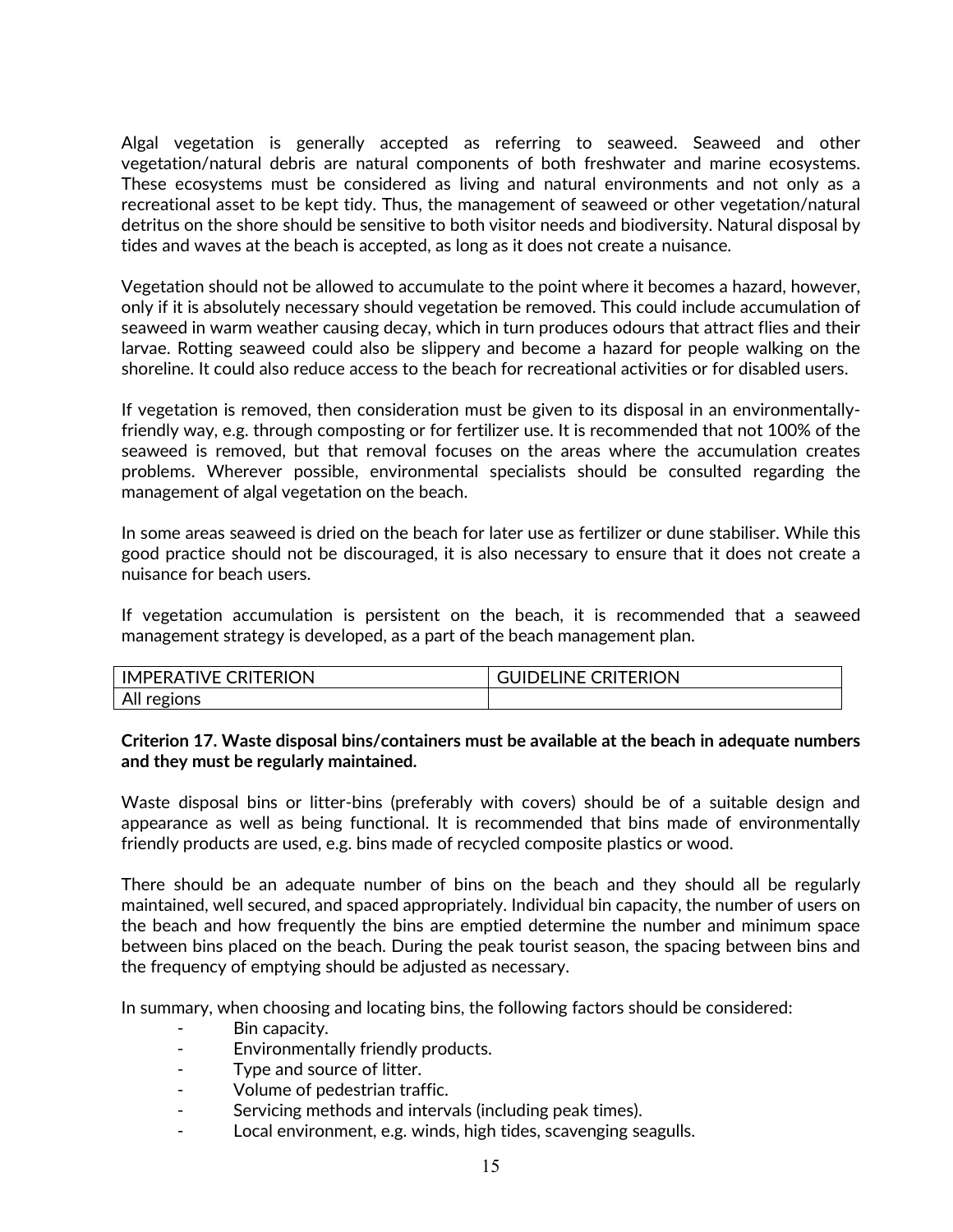Algal vegetation is generally accepted as referring to seaweed. Seaweed and other vegetation/natural debris are natural components of both freshwater and marine ecosystems. These ecosystems must be considered as living and natural environments and not only as a recreational asset to be kept tidy. Thus, the management of seaweed or other vegetation/natural detritus on the shore should be sensitive to both visitor needs and biodiversity. Natural disposal by tides and waves at the beach is accepted, as long as it does not create a nuisance.

Vegetation should not be allowed to accumulate to the point where it becomes a hazard, however, only if it is absolutely necessary should vegetation be removed. This could include accumulation of seaweed in warm weather causing decay, which in turn produces odours that attract flies and their larvae. Rotting seaweed could also be slippery and become a hazard for people walking on the shoreline. It could also reduce access to the beach for recreational activities or for disabled users.

If vegetation is removed, then consideration must be given to its disposal in an environmentally-friendly way, e.g. through composting or for fertilizer use. It is recommended that not 100% of the seaweed is removed, but that removal focuses on the areas where the accumulation creates problems. Wherever possible, environmental specialists should be consulted regarding the management of algal vegetation on the beach.

In some areas seaweed is dried on the beach for later use as fertilizer or dune stabiliser. While this good practice should not be discouraged, it is also necessary to ensure that it does not create a nuisance for beach users.

If vegetation accumulation is persistent on the beach, it is recommended that a seaweed management strategy is developed, as a part of the beach management plan.

| IMPERATIVE CRITERION | GUIDELINE CRITERION |
| --- | --- |
| All regions | |

**Criterion 17. Waste disposal bins/containers must be available at the beach in adequate numbers and they must be regularly maintained.**

Waste disposal bins or litter-bins (preferably with covers) should be of a suitable design and appearance as well as being functional. It is recommended that bins made of environmentally friendly products are used, e.g. bins made of recycled composite plastics or wood.

There should be an adequate number of bins on the beach and they should all be regularly maintained, well secured, and spaced appropriately. Individual bin capacity, the number of users on the beach and how frequently the bins are emptied determine the number and minimum space between bins placed on the beach. During the peak tourist season, the spacing between bins and the frequency of emptying should be adjusted as necessary.

In summary, when choosing and locating bins, the following factors should be considered:

- Bin capacity.
- Environmentally friendly products.
- Type and source of litter.
- Volume of pedestrian traffic.
- Servicing methods and intervals (including peak times).
- Local environment, e.g. winds, high tides, scavenging seagulls.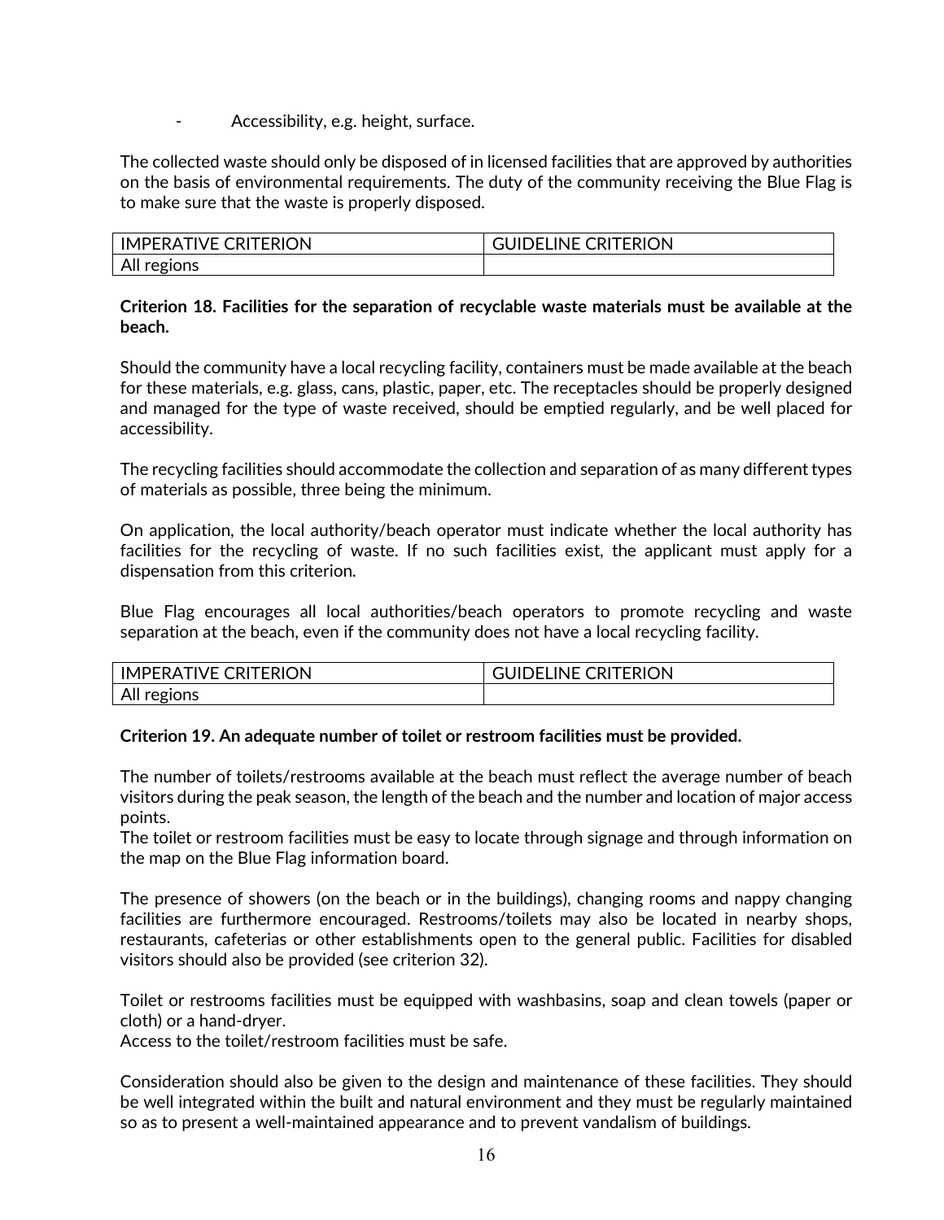- Accessibility, e.g. height, surface.

The collected waste should only be disposed of in licensed facilities that are approved by authorities on the basis of environmental requirements. The duty of the community receiving the Blue Flag is to make sure that the waste is properly disposed.

| IMPERATIVE CRITERION | GUIDELINE CRITERION |
|---|---|
| All regions | |

**Criterion 18. Facilities for the separation of recyclable waste materials must be available at the beach.**

Should the community have a local recycling facility, containers must be made available at the beach for these materials, e.g. glass, cans, plastic, paper, etc. The receptacles should be properly designed and managed for the type of waste received, should be emptied regularly, and be well placed for accessibility.

The recycling facilities should accommodate the collection and separation of as many different types of materials as possible, three being the minimum.

On application, the local authority/beach operator must indicate whether the local authority has facilities for the recycling of waste. If no such facilities exist, the applicant must apply for a dispensation from this criterion.

Blue Flag encourages all local authorities/beach operators to promote recycling and waste separation at the beach, even if the community does not have a local recycling facility.

| IMPERATIVE CRITERION | GUIDELINE CRITERION |
|---|---|
| All regions | |

**Criterion 19. An adequate number of toilet or restroom facilities must be provided.**

The number of toilets/restrooms available at the beach must reflect the average number of beach visitors during the peak season, the length of the beach and the number and location of major access points.
The toilet or restroom facilities must be easy to locate through signage and through information on the map on the Blue Flag information board.

The presence of showers (on the beach or in the buildings), changing rooms and nappy changing facilities are furthermore encouraged. Restrooms/toilets may also be located in nearby shops, restaurants, cafeterias or other establishments open to the general public. Facilities for disabled visitors should also be provided (see criterion 32).

Toilet or restrooms facilities must be equipped with washbasins, soap and clean towels (paper or cloth) or a hand-dryer.
Access to the toilet/restroom facilities must be safe.

Consideration should also be given to the design and maintenance of these facilities. They should be well integrated within the built and natural environment and they must be regularly maintained so as to present a well-maintained appearance and to prevent vandalism of buildings.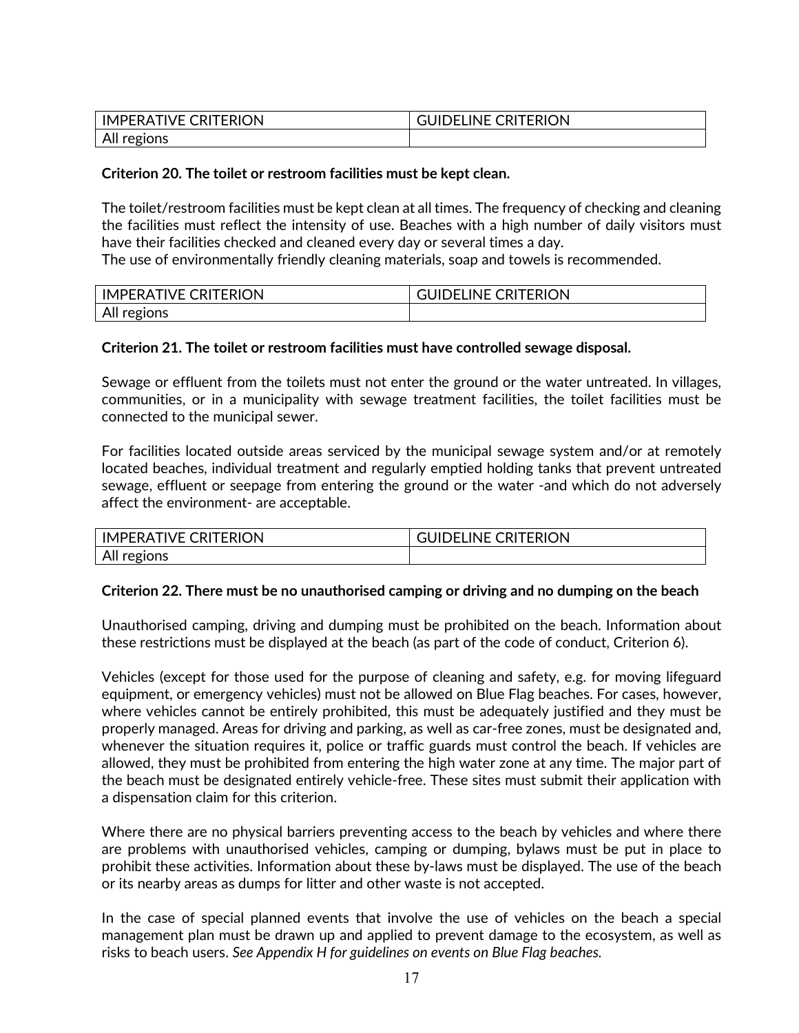| IMPERATIVE CRITERION | GUIDELINE CRITERION |
| --- | --- |
| All regions | |

**Criterion 20. The toilet or restroom facilities must be kept clean.**

The toilet/restroom facilities must be kept clean at all times. The frequency of checking and cleaning the facilities must reflect the intensity of use. Beaches with a high number of daily visitors must have their facilities checked and cleaned every day or several times a day.
The use of environmentally friendly cleaning materials, soap and towels is recommended.

| IMPERATIVE CRITERION | GUIDELINE CRITERION |
| --- | --- |
| All regions | |

**Criterion 21. The toilet or restroom facilities must have controlled sewage disposal.**

Sewage or effluent from the toilets must not enter the ground or the water untreated. In villages, communities, or in a municipality with sewage treatment facilities, the toilet facilities must be connected to the municipal sewer.

For facilities located outside areas serviced by the municipal sewage system and/or at remotely located beaches, individual treatment and regularly emptied holding tanks that prevent untreated sewage, effluent or seepage from entering the ground or the water -and which do not adversely affect the environment- are acceptable.

| IMPERATIVE CRITERION | GUIDELINE CRITERION |
| --- | --- |
| All regions | |

**Criterion 22. There must be no unauthorised camping or driving and no dumping on the beach**

Unauthorised camping, driving and dumping must be prohibited on the beach. Information about these restrictions must be displayed at the beach (as part of the code of conduct, Criterion 6).

Vehicles (except for those used for the purpose of cleaning and safety, e.g. for moving lifeguard equipment, or emergency vehicles) must not be allowed on Blue Flag beaches. For cases, however, where vehicles cannot be entirely prohibited, this must be adequately justified and they must be properly managed. Areas for driving and parking, as well as car-free zones, must be designated and, whenever the situation requires it, police or traffic guards must control the beach. If vehicles are allowed, they must be prohibited from entering the high water zone at any time. The major part of the beach must be designated entirely vehicle-free. These sites must submit their application with a dispensation claim for this criterion.

Where there are no physical barriers preventing access to the beach by vehicles and where there are problems with unauthorised vehicles, camping or dumping, bylaws must be put in place to prohibit these activities. Information about these by-laws must be displayed. The use of the beach or its nearby areas as dumps for litter and other waste is not accepted.

In the case of special planned events that involve the use of vehicles on the beach a special management plan must be drawn up and applied to prevent damage to the ecosystem, as well as risks to beach users. *See Appendix H for guidelines on events on Blue Flag beaches.*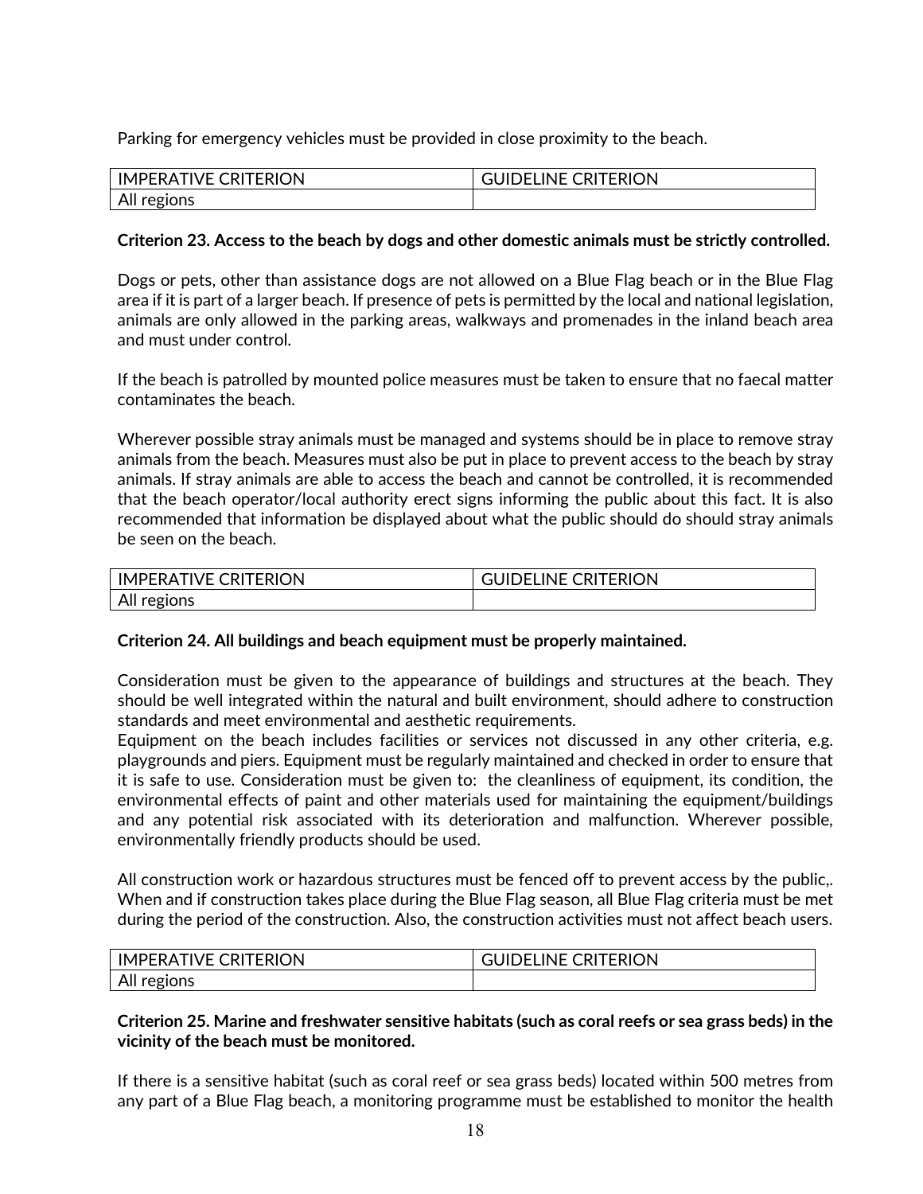Parking for emergency vehicles must be provided in close proximity to the beach.

| IMPERATIVE CRITERION | GUIDELINE CRITERION |
|---|---|
| All regions | |

**Criterion 23. Access to the beach by dogs and other domestic animals must be strictly controlled.**

Dogs or pets, other than assistance dogs are not allowed on a Blue Flag beach or in the Blue Flag area if it is part of a larger beach. If presence of pets is permitted by the local and national legislation, animals are only allowed in the parking areas, walkways and promenades in the inland beach area and must under control.

If the beach is patrolled by mounted police measures must be taken to ensure that no faecal matter contaminates the beach.

Wherever possible stray animals must be managed and systems should be in place to remove stray animals from the beach. Measures must also be put in place to prevent access to the beach by stray animals. If stray animals are able to access the beach and cannot be controlled, it is recommended that the beach operator/local authority erect signs informing the public about this fact. It is also recommended that information be displayed about what the public should do should stray animals be seen on the beach.

| IMPERATIVE CRITERION | GUIDELINE CRITERION |
|---|---|
| All regions | |

**Criterion 24. All buildings and beach equipment must be properly maintained.**

Consideration must be given to the appearance of buildings and structures at the beach. They should be well integrated within the natural and built environment, should adhere to construction standards and meet environmental and aesthetic requirements.
Equipment on the beach includes facilities or services not discussed in any other criteria, e.g. playgrounds and piers. Equipment must be regularly maintained and checked in order to ensure that it is safe to use. Consideration must be given to: the cleanliness of equipment, its condition, the environmental effects of paint and other materials used for maintaining the equipment/buildings and any potential risk associated with its deterioration and malfunction. Wherever possible, environmentally friendly products should be used.

All construction work or hazardous structures must be fenced off to prevent access by the public,. When and if construction takes place during the Blue Flag season, all Blue Flag criteria must be met during the period of the construction. Also, the construction activities must not affect beach users.

| IMPERATIVE CRITERION | GUIDELINE CRITERION |
|---|---|
| All regions | |

**Criterion 25. Marine and freshwater sensitive habitats (such as coral reefs or sea grass beds) in the vicinity of the beach must be monitored.**

If there is a sensitive habitat (such as coral reef or sea grass beds) located within 500 metres from any part of a Blue Flag beach, a monitoring programme must be established to monitor the health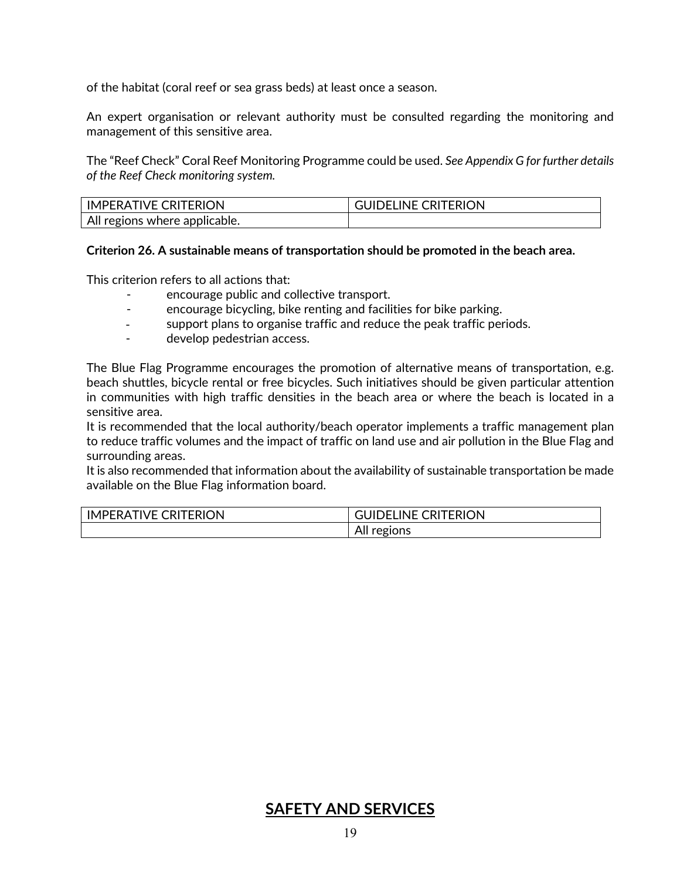of the habitat (coral reef or sea grass beds) at least once a season.

An expert organisation or relevant authority must be consulted regarding the monitoring and management of this sensitive area.

The "Reef Check" Coral Reef Monitoring Programme could be used. *See Appendix G for further details of the Reef Check monitoring system.*

| IMPERATIVE CRITERION | GUIDELINE CRITERION |
| --- | --- |
| All regions where applicable. | |

**Criterion 26. A sustainable means of transportation should be promoted in the beach area.**

This criterion refers to all actions that:

- encourage public and collective transport.
- encourage bicycling, bike renting and facilities for bike parking.
- support plans to organise traffic and reduce the peak traffic periods.
- develop pedestrian access.

The Blue Flag Programme encourages the promotion of alternative means of transportation, e.g. beach shuttles, bicycle rental or free bicycles. Such initiatives should be given particular attention in communities with high traffic densities in the beach area or where the beach is located in a sensitive area.
It is recommended that the local authority/beach operator implements a traffic management plan to reduce traffic volumes and the impact of traffic on land use and air pollution in the Blue Flag and surrounding areas.
It is also recommended that information about the availability of sustainable transportation be made available on the Blue Flag information board.

| IMPERATIVE CRITERION | GUIDELINE CRITERION |
| --- | --- |
| | All regions |

## SAFETY AND SERVICES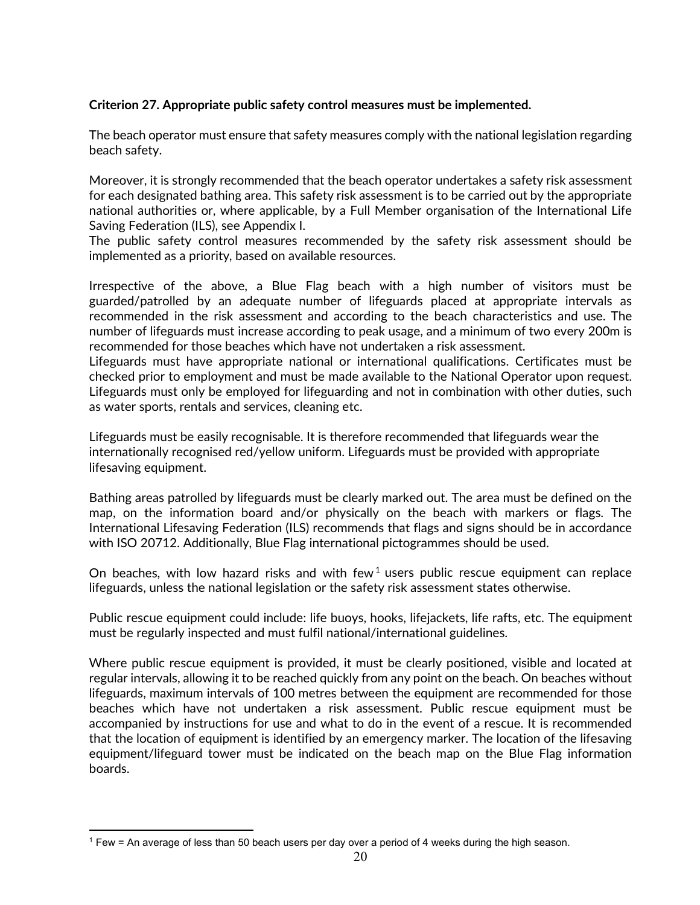**Criterion 27. Appropriate public safety control measures must be implemented.**

The beach operator must ensure that safety measures comply with the national legislation regarding beach safety.

Moreover, it is strongly recommended that the beach operator undertakes a safety risk assessment for each designated bathing area. This safety risk assessment is to be carried out by the appropriate national authorities or, where applicable, by a Full Member organisation of the International Life Saving Federation (ILS), see Appendix I.
The public safety control measures recommended by the safety risk assessment should be implemented as a priority, based on available resources.

Irrespective of the above, a Blue Flag beach with a high number of visitors must be guarded/patrolled by an adequate number of lifeguards placed at appropriate intervals as recommended in the risk assessment and according to the beach characteristics and use. The number of lifeguards must increase according to peak usage, and a minimum of two every 200m is recommended for those beaches which have not undertaken a risk assessment.
Lifeguards must have appropriate national or international qualifications. Certificates must be checked prior to employment and must be made available to the National Operator upon request. Lifeguards must only be employed for lifeguarding and not in combination with other duties, such as water sports, rentals and services, cleaning etc.

Lifeguards must be easily recognisable. It is therefore recommended that lifeguards wear the internationally recognised red/yellow uniform. Lifeguards must be provided with appropriate lifesaving equipment.

Bathing areas patrolled by lifeguards must be clearly marked out. The area must be defined on the map, on the information board and/or physically on the beach with markers or flags. The International Lifesaving Federation (ILS) recommends that flags and signs should be in accordance with ISO 20712. Additionally, Blue Flag international pictogrammes should be used.

On beaches, with low hazard risks and with few[1] users public rescue equipment can replace lifeguards, unless the national legislation or the safety risk assessment states otherwise.

Public rescue equipment could include: life buoys, hooks, lifejackets, life rafts, etc. The equipment must be regularly inspected and must fulfil national/international guidelines.

Where public rescue equipment is provided, it must be clearly positioned, visible and located at regular intervals, allowing it to be reached quickly from any point on the beach. On beaches without lifeguards, maximum intervals of 100 metres between the equipment are recommended for those beaches which have not undertaken a risk assessment. Public rescue equipment must be accompanied by instructions for use and what to do in the event of a rescue. It is recommended that the location of equipment is identified by an emergency marker. The location of the lifesaving equipment/lifeguard tower must be indicated on the beach map on the Blue Flag information boards.

---

[1] Few = An average of less than 50 beach users per day over a period of 4 weeks during the high season.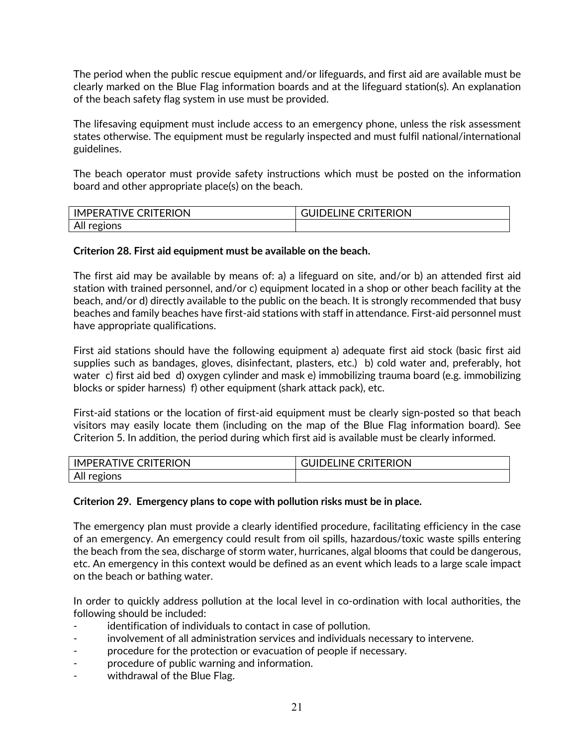The period when the public rescue equipment and/or lifeguards, and first aid are available must be clearly marked on the Blue Flag information boards and at the lifeguard station(s). An explanation of the beach safety flag system in use must be provided.

The lifesaving equipment must include access to an emergency phone, unless the risk assessment states otherwise. The equipment must be regularly inspected and must fulfil national/international guidelines.

The beach operator must provide safety instructions which must be posted on the information board and other appropriate place(s) on the beach.

| IMPERATIVE CRITERION | GUIDELINE CRITERION |
| --- | --- |
| All regions | |

**Criterion 28. First aid equipment must be available on the beach.**

The first aid may be available by means of: a) a lifeguard on site, and/or b) an attended first aid station with trained personnel, and/or c) equipment located in a shop or other beach facility at the beach, and/or d) directly available to the public on the beach. It is strongly recommended that busy beaches and family beaches have first-aid stations with staff in attendance. First-aid personnel must have appropriate qualifications.

First aid stations should have the following equipment a) adequate first aid stock (basic first aid supplies such as bandages, gloves, disinfectant, plasters, etc.) b) cold water and, preferably, hot water c) first aid bed d) oxygen cylinder and mask e) immobilizing trauma board (e.g. immobilizing blocks or spider harness) f) other equipment (shark attack pack), etc.

First-aid stations or the location of first-aid equipment must be clearly sign-posted so that beach visitors may easily locate them (including on the map of the Blue Flag information board). See Criterion 5. In addition, the period during which first aid is available must be clearly informed.

| IMPERATIVE CRITERION | GUIDELINE CRITERION |
| --- | --- |
| All regions | |

**Criterion 29. Emergency plans to cope with pollution risks must be in place.**

The emergency plan must provide a clearly identified procedure, facilitating efficiency in the case of an emergency. An emergency could result from oil spills, hazardous/toxic waste spills entering the beach from the sea, discharge of storm water, hurricanes, algal blooms that could be dangerous, etc. An emergency in this context would be defined as an event which leads to a large scale impact on the beach or bathing water.

In order to quickly address pollution at the local level in co-ordination with local authorities, the following should be included:

- identification of individuals to contact in case of pollution.
- involvement of all administration services and individuals necessary to intervene.
- procedure for the protection or evacuation of people if necessary.
- procedure of public warning and information.
- withdrawal of the Blue Flag.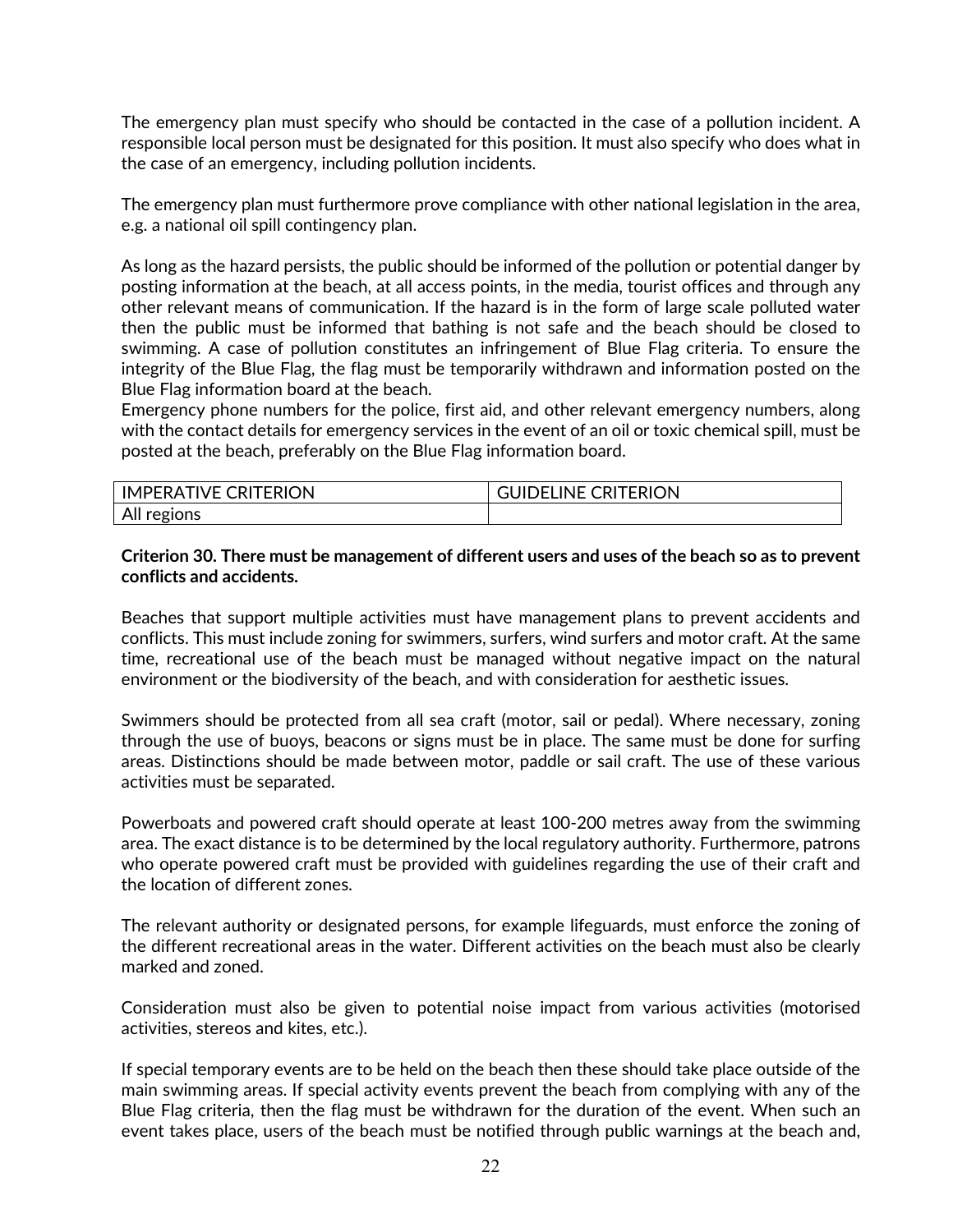The emergency plan must specify who should be contacted in the case of a pollution incident. A responsible local person must be designated for this position. It must also specify who does what in the case of an emergency, including pollution incidents.

The emergency plan must furthermore prove compliance with other national legislation in the area, e.g. a national oil spill contingency plan.

As long as the hazard persists, the public should be informed of the pollution or potential danger by posting information at the beach, at all access points, in the media, tourist offices and through any other relevant means of communication. If the hazard is in the form of large scale polluted water then the public must be informed that bathing is not safe and the beach should be closed to swimming. A case of pollution constitutes an infringement of Blue Flag criteria. To ensure the integrity of the Blue Flag, the flag must be temporarily withdrawn and information posted on the Blue Flag information board at the beach.
Emergency phone numbers for the police, first aid, and other relevant emergency numbers, along with the contact details for emergency services in the event of an oil or toxic chemical spill, must be posted at the beach, preferably on the Blue Flag information board.

| IMPERATIVE CRITERION | GUIDELINE CRITERION |
| --- | --- |
| All regions | |

**Criterion 30. There must be management of different users and uses of the beach so as to prevent conflicts and accidents.**

Beaches that support multiple activities must have management plans to prevent accidents and conflicts. This must include zoning for swimmers, surfers, wind surfers and motor craft. At the same time, recreational use of the beach must be managed without negative impact on the natural environment or the biodiversity of the beach, and with consideration for aesthetic issues.

Swimmers should be protected from all sea craft (motor, sail or pedal). Where necessary, zoning through the use of buoys, beacons or signs must be in place. The same must be done for surfing areas. Distinctions should be made between motor, paddle or sail craft. The use of these various activities must be separated.

Powerboats and powered craft should operate at least 100-200 metres away from the swimming area. The exact distance is to be determined by the local regulatory authority. Furthermore, patrons who operate powered craft must be provided with guidelines regarding the use of their craft and the location of different zones.

The relevant authority or designated persons, for example lifeguards, must enforce the zoning of the different recreational areas in the water. Different activities on the beach must also be clearly marked and zoned.

Consideration must also be given to potential noise impact from various activities (motorised activities, stereos and kites, etc.).

If special temporary events are to be held on the beach then these should take place outside of the main swimming areas. If special activity events prevent the beach from complying with any of the Blue Flag criteria, then the flag must be withdrawn for the duration of the event. When such an event takes place, users of the beach must be notified through public warnings at the beach and,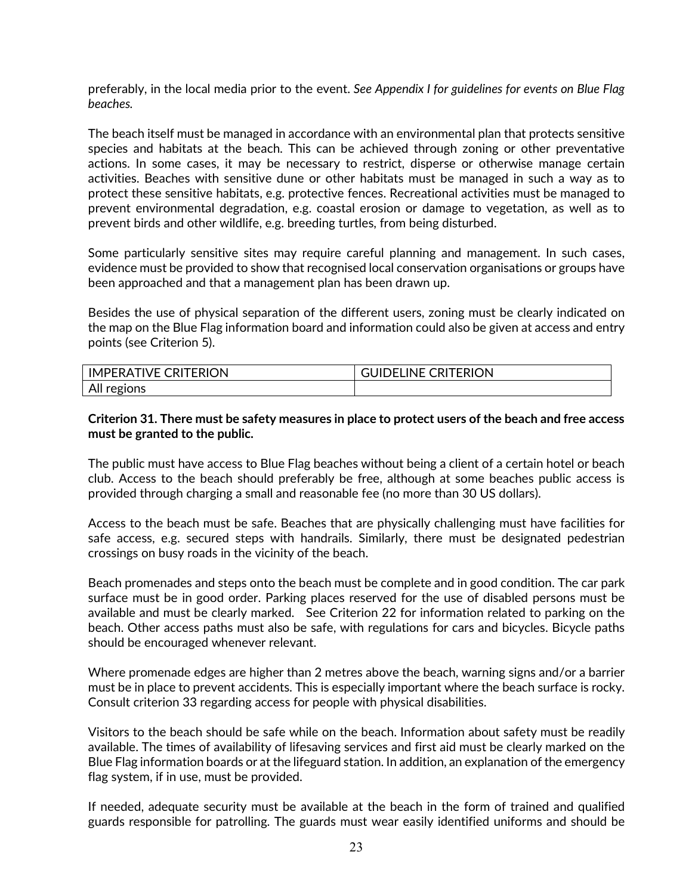preferably, in the local media prior to the event. *See Appendix I for guidelines for events on Blue Flag beaches.*

The beach itself must be managed in accordance with an environmental plan that protects sensitive species and habitats at the beach. This can be achieved through zoning or other preventative actions. In some cases, it may be necessary to restrict, disperse or otherwise manage certain activities. Beaches with sensitive dune or other habitats must be managed in such a way as to protect these sensitive habitats, e.g. protective fences. Recreational activities must be managed to prevent environmental degradation, e.g. coastal erosion or damage to vegetation, as well as to prevent birds and other wildlife, e.g. breeding turtles, from being disturbed.

Some particularly sensitive sites may require careful planning and management. In such cases, evidence must be provided to show that recognised local conservation organisations or groups have been approached and that a management plan has been drawn up.

Besides the use of physical separation of the different users, zoning must be clearly indicated on the map on the Blue Flag information board and information could also be given at access and entry points (see Criterion 5).

| IMPERATIVE CRITERION | GUIDELINE CRITERION |
|---|---|
| All regions | |

**Criterion 31. There must be safety measures in place to protect users of the beach and free access must be granted to the public.**

The public must have access to Blue Flag beaches without being a client of a certain hotel or beach club. Access to the beach should preferably be free, although at some beaches public access is provided through charging a small and reasonable fee (no more than 30 US dollars).

Access to the beach must be safe. Beaches that are physically challenging must have facilities for safe access, e.g. secured steps with handrails. Similarly, there must be designated pedestrian crossings on busy roads in the vicinity of the beach.

Beach promenades and steps onto the beach must be complete and in good condition. The car park surface must be in good order. Parking places reserved for the use of disabled persons must be available and must be clearly marked. See Criterion 22 for information related to parking on the beach. Other access paths must also be safe, with regulations for cars and bicycles. Bicycle paths should be encouraged whenever relevant.

Where promenade edges are higher than 2 metres above the beach, warning signs and/or a barrier must be in place to prevent accidents. This is especially important where the beach surface is rocky. Consult criterion 33 regarding access for people with physical disabilities.

Visitors to the beach should be safe while on the beach. Information about safety must be readily available. The times of availability of lifesaving services and first aid must be clearly marked on the Blue Flag information boards or at the lifeguard station. In addition, an explanation of the emergency flag system, if in use, must be provided.

If needed, adequate security must be available at the beach in the form of trained and qualified guards responsible for patrolling. The guards must wear easily identified uniforms and should be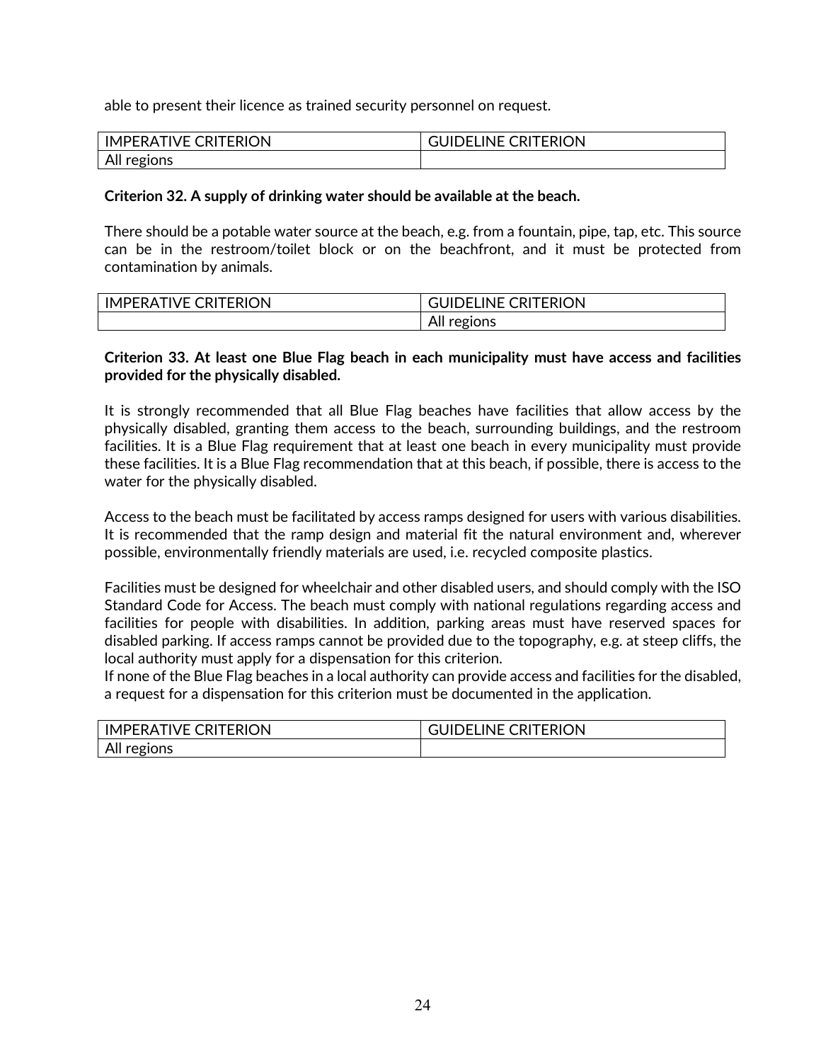able to present their licence as trained security personnel on request.

| IMPERATIVE CRITERION | GUIDELINE CRITERION |
|---|---|
| All regions | |

**Criterion 32. A supply of drinking water should be available at the beach.**

There should be a potable water source at the beach, e.g. from a fountain, pipe, tap, etc. This source can be in the restroom/toilet block or on the beachfront, and it must be protected from contamination by animals.

| IMPERATIVE CRITERION | GUIDELINE CRITERION |
|---|---|
| | All regions |

**Criterion 33. At least one Blue Flag beach in each municipality must have access and facilities provided for the physically disabled.**

It is strongly recommended that all Blue Flag beaches have facilities that allow access by the physically disabled, granting them access to the beach, surrounding buildings, and the restroom facilities. It is a Blue Flag requirement that at least one beach in every municipality must provide these facilities. It is a Blue Flag recommendation that at this beach, if possible, there is access to the water for the physically disabled.

Access to the beach must be facilitated by access ramps designed for users with various disabilities. It is recommended that the ramp design and material fit the natural environment and, wherever possible, environmentally friendly materials are used, i.e. recycled composite plastics.

Facilities must be designed for wheelchair and other disabled users, and should comply with the ISO Standard Code for Access. The beach must comply with national regulations regarding access and facilities for people with disabilities. In addition, parking areas must have reserved spaces for disabled parking. If access ramps cannot be provided due to the topography, e.g. at steep cliffs, the local authority must apply for a dispensation for this criterion.
If none of the Blue Flag beaches in a local authority can provide access and facilities for the disabled, a request for a dispensation for this criterion must be documented in the application.

| IMPERATIVE CRITERION | GUIDELINE CRITERION |
|---|---|
| All regions | |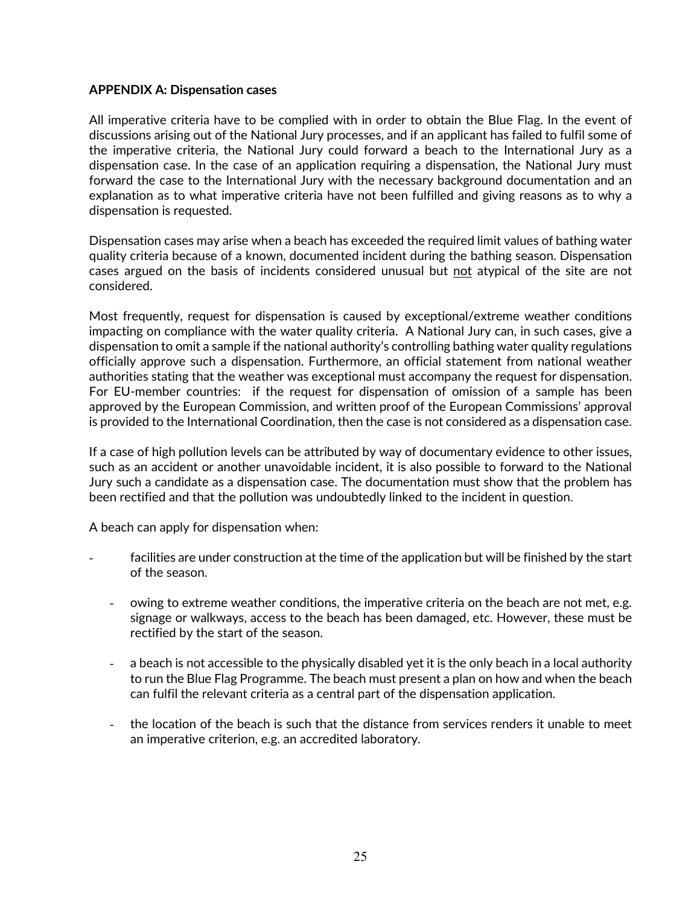**APPENDIX A: Dispensation cases**

All imperative criteria have to be complied with in order to obtain the Blue Flag. In the event of discussions arising out of the National Jury processes, and if an applicant has failed to fulfil some of the imperative criteria, the National Jury could forward a beach to the International Jury as a dispensation case. In the case of an application requiring a dispensation, the National Jury must forward the case to the International Jury with the necessary background documentation and an explanation as to what imperative criteria have not been fulfilled and giving reasons as to why a dispensation is requested.

Dispensation cases may arise when a beach has exceeded the required limit values of bathing water quality criteria because of a known, documented incident during the bathing season. Dispensation cases argued on the basis of incidents considered unusual but not atypical of the site are not considered.

Most frequently, request for dispensation is caused by exceptional/extreme weather conditions impacting on compliance with the water quality criteria. A National Jury can, in such cases, give a dispensation to omit a sample if the national authority's controlling bathing water quality regulations officially approve such a dispensation. Furthermore, an official statement from national weather authorities stating that the weather was exceptional must accompany the request for dispensation. For EU-member countries: if the request for dispensation of omission of a sample has been approved by the European Commission, and written proof of the European Commissions' approval is provided to the International Coordination, then the case is not considered as a dispensation case.

If a case of high pollution levels can be attributed by way of documentary evidence to other issues, such as an accident or another unavoidable incident, it is also possible to forward to the National Jury such a candidate as a dispensation case. The documentation must show that the problem has been rectified and that the pollution was undoubtedly linked to the incident in question.

A beach can apply for dispensation when:

- facilities are under construction at the time of the application but will be finished by the start of the season.
- owing to extreme weather conditions, the imperative criteria on the beach are not met, e.g. signage or walkways, access to the beach has been damaged, etc. However, these must be rectified by the start of the season.
- a beach is not accessible to the physically disabled yet it is the only beach in a local authority to run the Blue Flag Programme. The beach must present a plan on how and when the beach can fulfil the relevant criteria as a central part of the dispensation application.
- the location of the beach is such that the distance from services renders it unable to meet an imperative criterion, e.g. an accredited laboratory.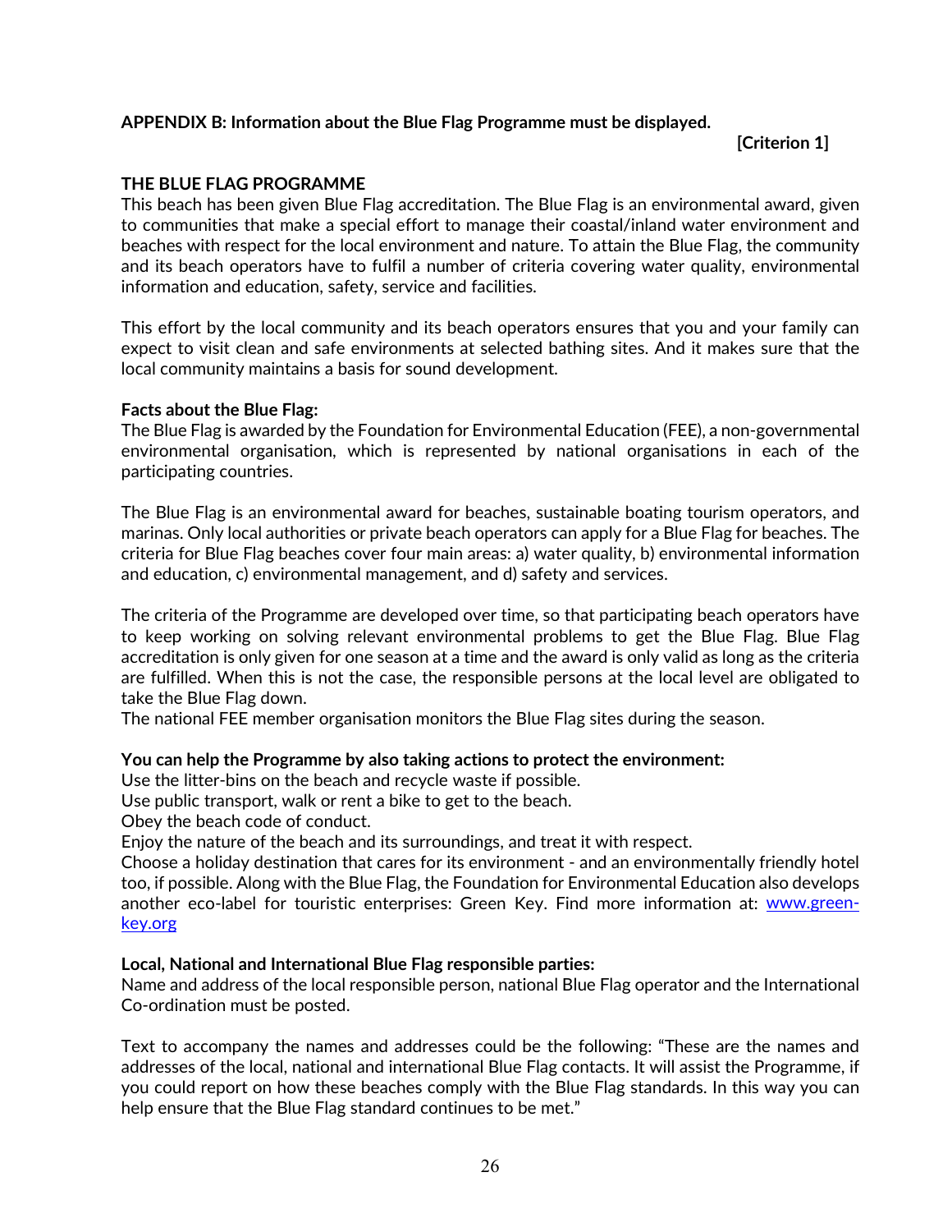**APPENDIX B: Information about the Blue Flag Programme must be displayed.**

**[Criterion 1]**

**THE BLUE FLAG PROGRAMME**

This beach has been given Blue Flag accreditation. The Blue Flag is an environmental award, given to communities that make a special effort to manage their coastal/inland water environment and beaches with respect for the local environment and nature. To attain the Blue Flag, the community and its beach operators have to fulfil a number of criteria covering water quality, environmental information and education, safety, service and facilities.

This effort by the local community and its beach operators ensures that you and your family can expect to visit clean and safe environments at selected bathing sites. And it makes sure that the local community maintains a basis for sound development.

**Facts about the Blue Flag:**

The Blue Flag is awarded by the Foundation for Environmental Education (FEE), a non-governmental environmental organisation, which is represented by national organisations in each of the participating countries.

The Blue Flag is an environmental award for beaches, sustainable boating tourism operators, and marinas. Only local authorities or private beach operators can apply for a Blue Flag for beaches. The criteria for Blue Flag beaches cover four main areas: a) water quality, b) environmental information and education, c) environmental management, and d) safety and services.

The criteria of the Programme are developed over time, so that participating beach operators have to keep working on solving relevant environmental problems to get the Blue Flag. Blue Flag accreditation is only given for one season at a time and the award is only valid as long as the criteria are fulfilled. When this is not the case, the responsible persons at the local level are obligated to take the Blue Flag down.

The national FEE member organisation monitors the Blue Flag sites during the season.

**You can help the Programme by also taking actions to protect the environment:**

Use the litter-bins on the beach and recycle waste if possible.

Use public transport, walk or rent a bike to get to the beach.

Obey the beach code of conduct.

Enjoy the nature of the beach and its surroundings, and treat it with respect.

Choose a holiday destination that cares for its environment - and an environmentally friendly hotel too, if possible. Along with the Blue Flag, the Foundation for Environmental Education also develops another eco-label for touristic enterprises: Green Key. Find more information at: www.green-key.org

**Local, National and International Blue Flag responsible parties:**

Name and address of the local responsible person, national Blue Flag operator and the International Co-ordination must be posted.

Text to accompany the names and addresses could be the following: "These are the names and addresses of the local, national and international Blue Flag contacts. It will assist the Programme, if you could report on how these beaches comply with the Blue Flag standards. In this way you can help ensure that the Blue Flag standard continues to be met."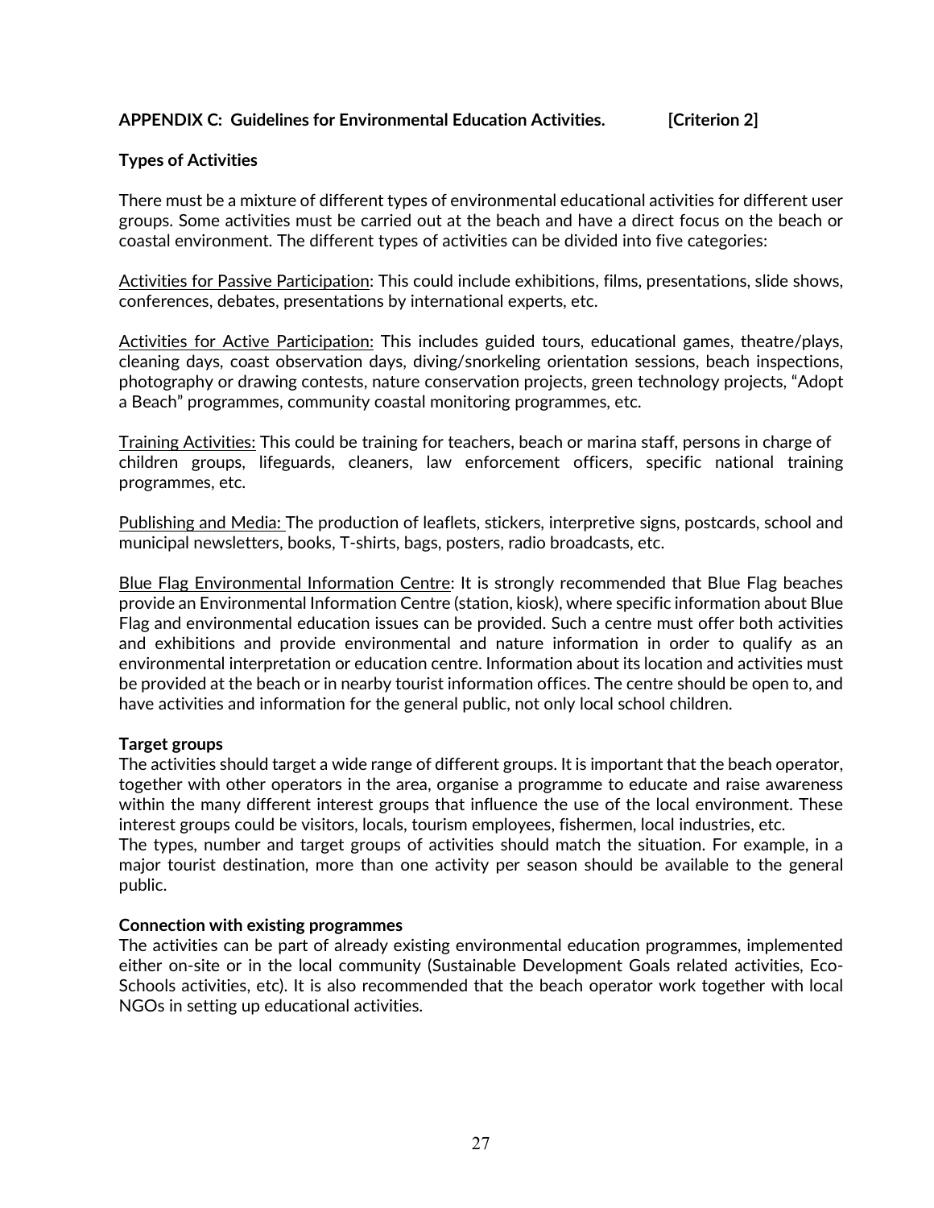## APPENDIX C: Guidelines for Environmental Education Activities. [Criterion 2]

### Types of Activities

There must be a mixture of different types of environmental educational activities for different user groups. Some activities must be carried out at the beach and have a direct focus on the beach or coastal environment. The different types of activities can be divided into five categories:

Activities for Passive Participation: This could include exhibitions, films, presentations, slide shows, conferences, debates, presentations by international experts, etc.

Activities for Active Participation: This includes guided tours, educational games, theatre/plays, cleaning days, coast observation days, diving/snorkeling orientation sessions, beach inspections, photography or drawing contests, nature conservation projects, green technology projects, "Adopt a Beach" programmes, community coastal monitoring programmes, etc.

Training Activities: This could be training for teachers, beach or marina staff, persons in charge of children groups, lifeguards, cleaners, law enforcement officers, specific national training programmes, etc.

Publishing and Media: The production of leaflets, stickers, interpretive signs, postcards, school and municipal newsletters, books, T-shirts, bags, posters, radio broadcasts, etc.

Blue Flag Environmental Information Centre: It is strongly recommended that Blue Flag beaches provide an Environmental Information Centre (station, kiosk), where specific information about Blue Flag and environmental education issues can be provided. Such a centre must offer both activities and exhibitions and provide environmental and nature information in order to qualify as an environmental interpretation or education centre. Information about its location and activities must be provided at the beach or in nearby tourist information offices. The centre should be open to, and have activities and information for the general public, not only local school children.

### Target groups

The activities should target a wide range of different groups. It is important that the beach operator, together with other operators in the area, organise a programme to educate and raise awareness within the many different interest groups that influence the use of the local environment. These interest groups could be visitors, locals, tourism employees, fishermen, local industries, etc.

The types, number and target groups of activities should match the situation. For example, in a major tourist destination, more than one activity per season should be available to the general public.

### Connection with existing programmes

The activities can be part of already existing environmental education programmes, implemented either on-site or in the local community (Sustainable Development Goals related activities, Eco-Schools activities, etc). It is also recommended that the beach operator work together with local NGOs in setting up educational activities.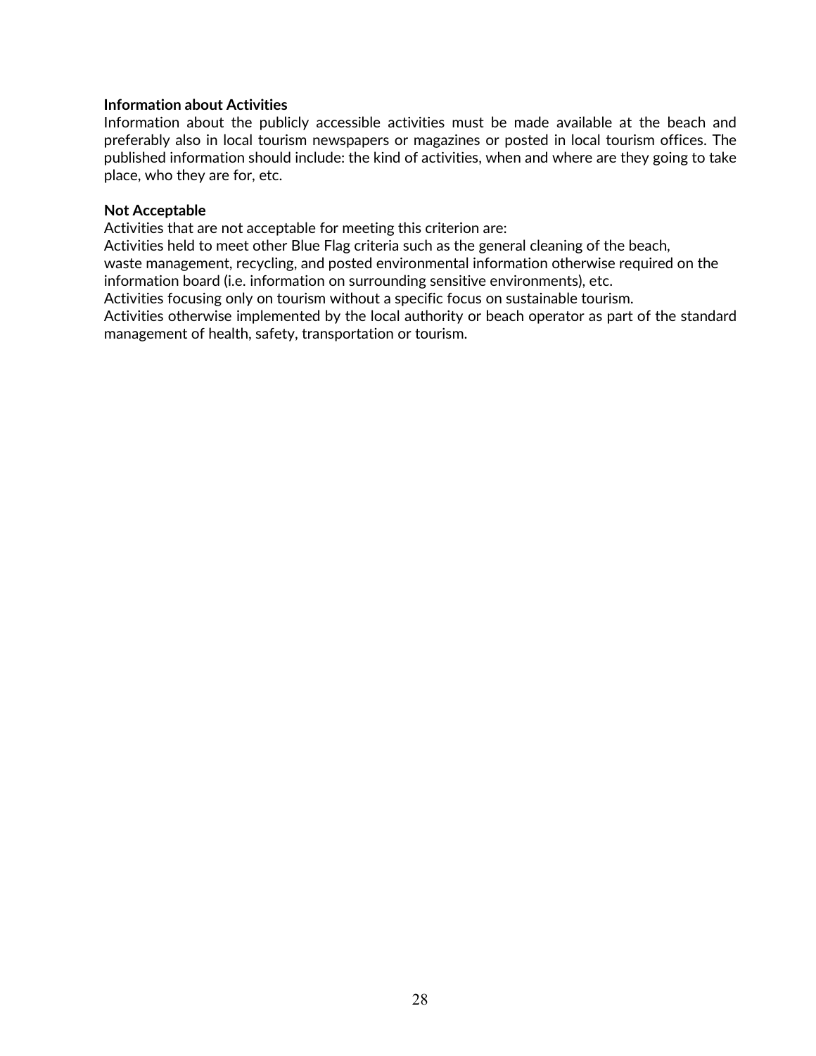**Information about Activities**

Information about the publicly accessible activities must be made available at the beach and preferably also in local tourism newspapers or magazines or posted in local tourism offices. The published information should include: the kind of activities, when and where are they going to take place, who they are for, etc.

**Not Acceptable**

Activities that are not acceptable for meeting this criterion are:

Activities held to meet other Blue Flag criteria such as the general cleaning of the beach, waste management, recycling, and posted environmental information otherwise required on the information board (i.e. information on surrounding sensitive environments), etc.

Activities focusing only on tourism without a specific focus on sustainable tourism.

Activities otherwise implemented by the local authority or beach operator as part of the standard management of health, safety, transportation or tourism.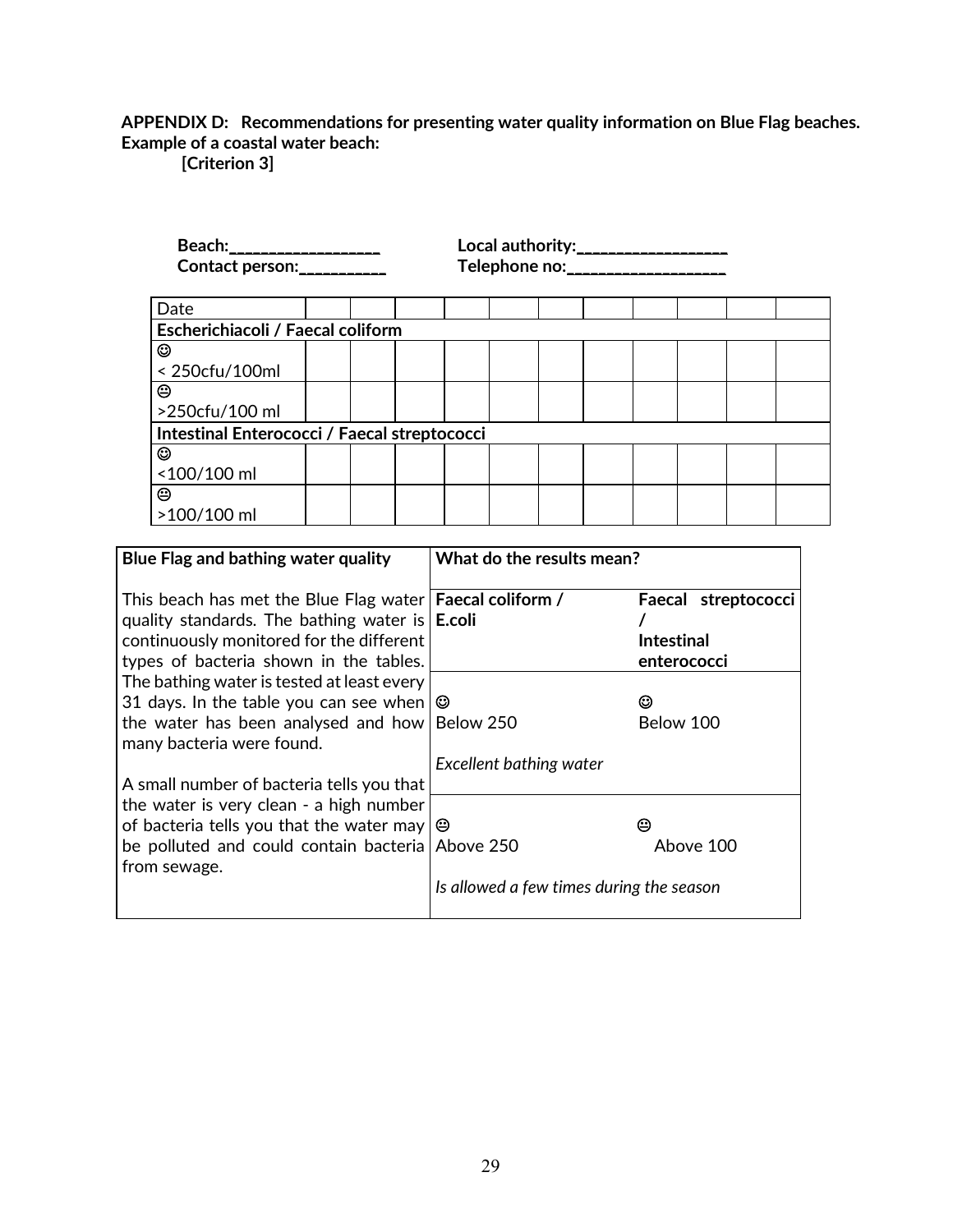**APPENDIX D: Recommendations for presenting water quality information on Blue Flag beaches. Example of a coastal water beach:**
**[Criterion 3]**

**Beach:___________________** **Local authority:__________________**
**Contact person:__________** **Telephone no:___________________**

| Date | | | | | | | | | | | |
|---|---|---|---|---|---|---|---|---|---|---|---|
| **Escherichiacoli / Faecal coliform** | | | | | | | | | | | |
| ☺ < 250cfu/100ml | | | | | | | | | | | |
| 😐 >250cfu/100 ml | | | | | | | | | | | |
| **Intestinal Enterococci / Faecal streptococci** | | | | | | | | | | | |
| ☺ <100/100 ml | | | | | | | | | | | |
| 😐 >100/100 ml | | | | | | | | | | | |

| **Blue Flag and bathing water quality** | **What do the results mean?** | |
|---|---|---|
| This beach has met the Blue Flag water quality standards. The bathing water is continuously monitored for the different types of bacteria shown in the tables. The bathing water is tested at least every 31 days. In the table you can see when the water has been analysed and how many bacteria were found. | **Faecal coliform / E.coli** | **Faecal streptococci / Intestinal enterococci** |
| | ☺ Below 250 *Excellent bathing water* | ☺ Below 100 |
| A small number of bacteria tells you that the water is very clean - a high number of bacteria tells you that the water may be polluted and could contain bacteria from sewage. | 😐 Above 250 *Is allowed a few times during the season* | 😐 Above 100 |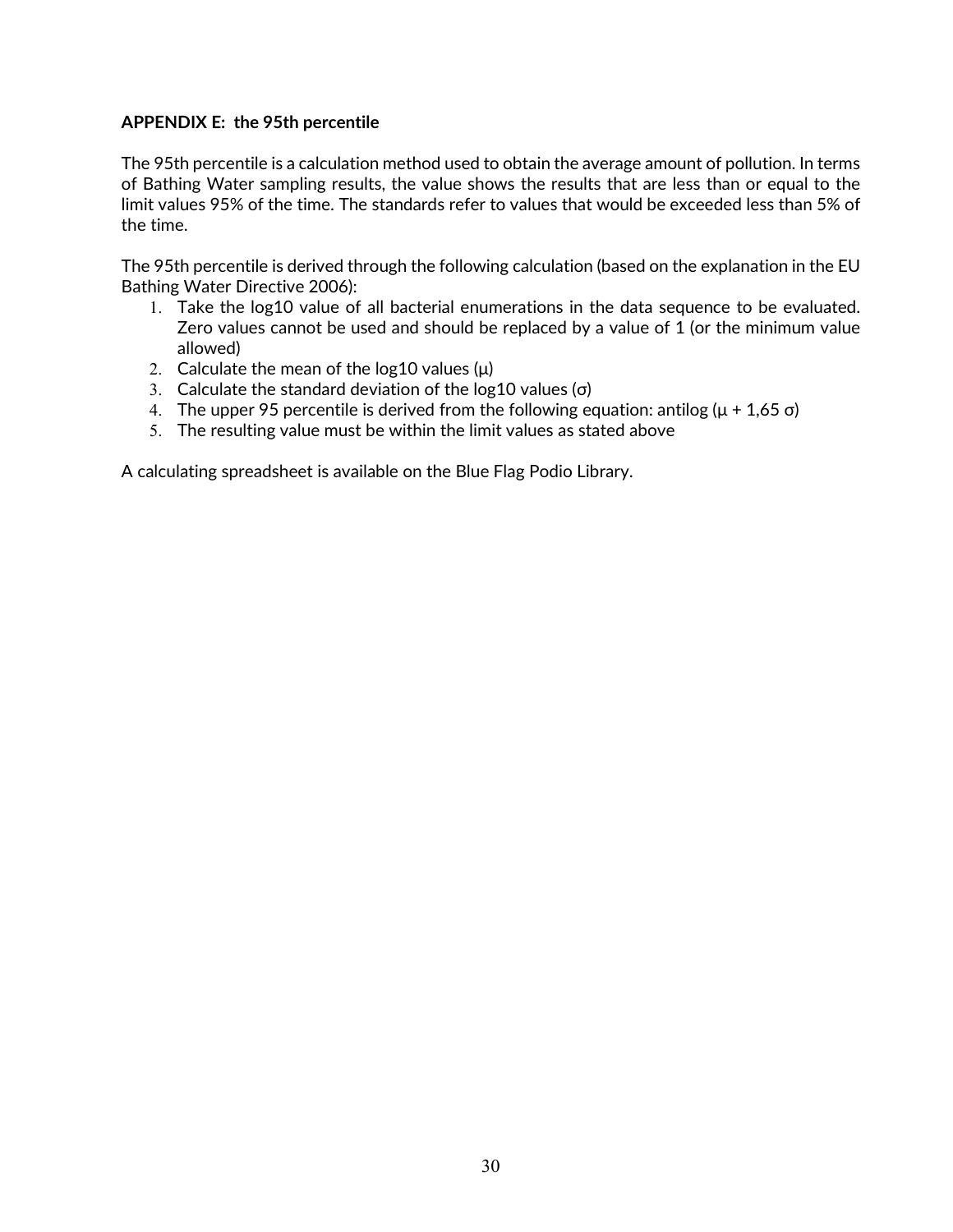**APPENDIX E: the 95th percentile**

The 95th percentile is a calculation method used to obtain the average amount of pollution. In terms of Bathing Water sampling results, the value shows the results that are less than or equal to the limit values 95% of the time. The standards refer to values that would be exceeded less than 5% of the time.

The 95th percentile is derived through the following calculation (based on the explanation in the EU Bathing Water Directive 2006):

1. Take the log10 value of all bacterial enumerations in the data sequence to be evaluated. Zero values cannot be used and should be replaced by a value of 1 (or the minimum value allowed)
2. Calculate the mean of the log10 values ($\mu$)
3. Calculate the standard deviation of the log10 values ($\sigma$)
4. The upper 95 percentile is derived from the following equation: antilog ($\mu$ + 1,65 $\sigma$)
5. The resulting value must be within the limit values as stated above

A calculating spreadsheet is available on the Blue Flag Podio Library.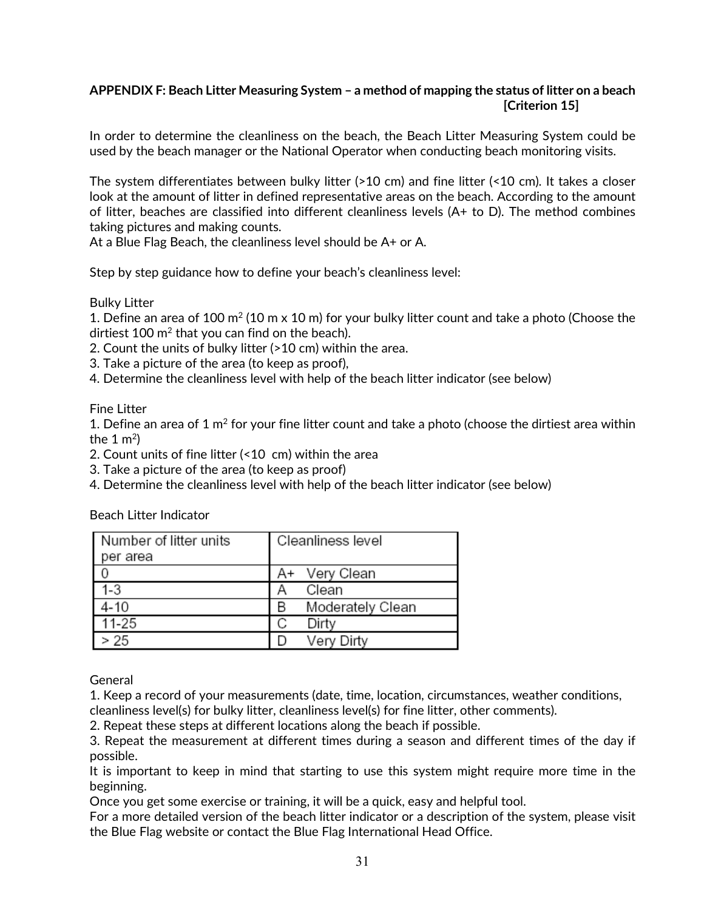## APPENDIX F: Beach Litter Measuring System – a method of mapping the status of litter on a beach [Criterion 15]

In order to determine the cleanliness on the beach, the Beach Litter Measuring System could be used by the beach manager or the National Operator when conducting beach monitoring visits.

The system differentiates between bulky litter (>10 cm) and fine litter (<10 cm). It takes a closer look at the amount of litter in defined representative areas on the beach. According to the amount of litter, beaches are classified into different cleanliness levels (A+ to D). The method combines taking pictures and making counts.
At a Blue Flag Beach, the cleanliness level should be A+ or A.

Step by step guidance how to define your beach's cleanliness level:

Bulky Litter
1. Define an area of 100 $m^2$ (10 m x 10 m) for your bulky litter count and take a photo (Choose the dirtiest 100 $m^2$ that you can find on the beach).
2. Count the units of bulky litter (>10 cm) within the area.
3. Take a picture of the area (to keep as proof),
4. Determine the cleanliness level with help of the beach litter indicator (see below)

Fine Litter
1. Define an area of 1 $m^2$ for your fine litter count and take a photo (choose the dirtiest area within the 1 $m^2$)
2. Count units of fine litter (<10 cm) within the area
3. Take a picture of the area (to keep as proof)
4. Determine the cleanliness level with help of the beach litter indicator (see below)

Beach Litter Indicator

| Number of litter units per area | Cleanliness level |
|---|---|
| 0 | A+ Very Clean |
| 1-3 | A Clean |
| 4-10 | B Moderately Clean |
| 11-25 | C Dirty |
| > 25 | D Very Dirty |

General
1. Keep a record of your measurements (date, time, location, circumstances, weather conditions, cleanliness level(s) for bulky litter, cleanliness level(s) for fine litter, other comments).
2. Repeat these steps at different locations along the beach if possible.
3. Repeat the measurement at different times during a season and different times of the day if possible.
It is important to keep in mind that starting to use this system might require more time in the beginning.
Once you get some exercise or training, it will be a quick, easy and helpful tool.
For a more detailed version of the beach litter indicator or a description of the system, please visit the Blue Flag website or contact the Blue Flag International Head Office.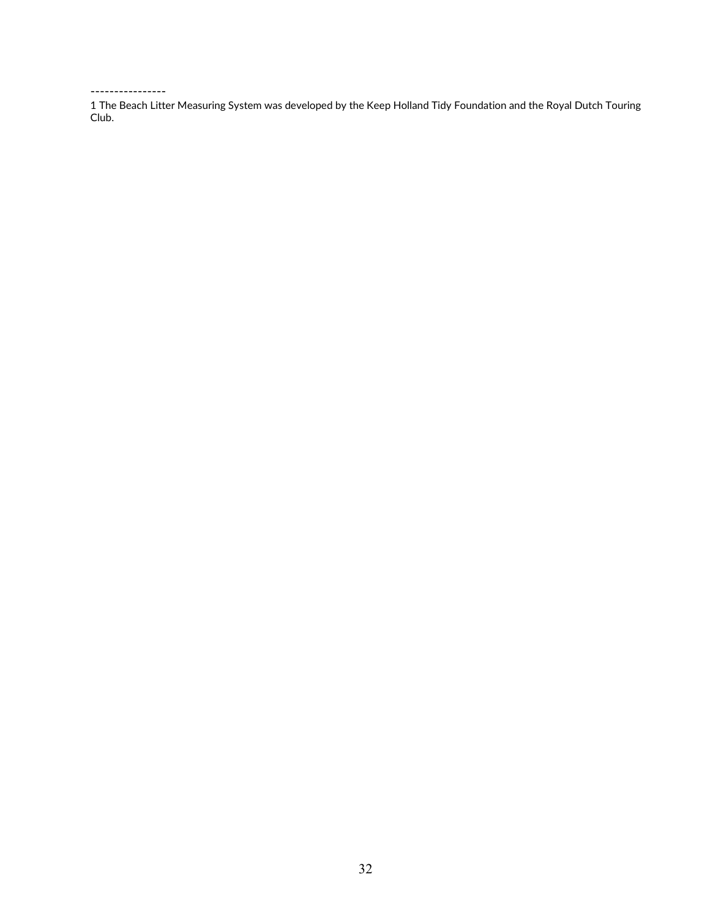----------------

[1] The Beach Litter Measuring System was developed by the Keep Holland Tidy Foundation and the Royal Dutch Touring Club.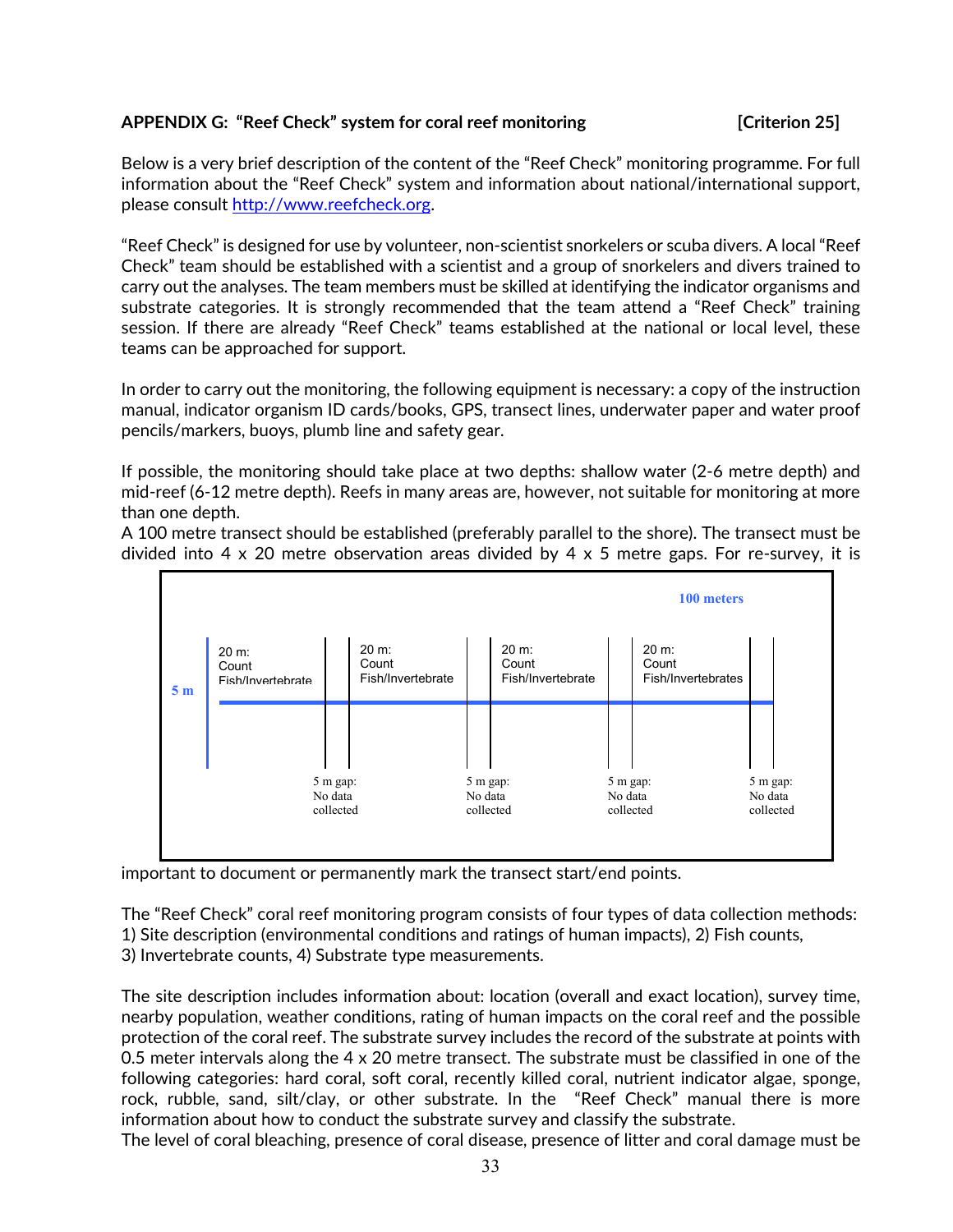**APPENDIX G: "Reef Check" system for coral reef monitoring [Criterion 25]**

Below is a very brief description of the content of the "Reef Check" monitoring programme. For full information about the "Reef Check" system and information about national/international support, please consult http://www.reefcheck.org.

"Reef Check" is designed for use by volunteer, non-scientist snorkelers or scuba divers. A local "Reef Check" team should be established with a scientist and a group of snorkelers and divers trained to carry out the analyses. The team members must be skilled at identifying the indicator organisms and substrate categories. It is strongly recommended that the team attend a "Reef Check" training session. If there are already "Reef Check" teams established at the national or local level, these teams can be approached for support.

In order to carry out the monitoring, the following equipment is necessary: a copy of the instruction manual, indicator organism ID cards/books, GPS, transect lines, underwater paper and water proof pencils/markers, buoys, plumb line and safety gear.

If possible, the monitoring should take place at two depths: shallow water (2-6 metre depth) and mid-reef (6-12 metre depth). Reefs in many areas are, however, not suitable for monitoring at more than one depth.

A 100 metre transect should be established (preferably parallel to the shore). The transect must be divided into 4 x 20 metre observation areas divided by 4 x 5 metre gaps. For re-survey, it is important to document or permanently mark the transect start/end points.

100 meters

5 m

20 m: Count Fish/Invertebrate | 5 m gap: No data collected | 20 m: Count Fish/Invertebrate | 5 m gap: No data collected | 20 m: Count Fish/Invertebrate | 5 m gap: No data collected | 20 m: Count Fish/Invertebrates | 5 m gap: No data collected

The "Reef Check" coral reef monitoring program consists of four types of data collection methods:
1) Site description (environmental conditions and ratings of human impacts), 2) Fish counts,
3) Invertebrate counts, 4) Substrate type measurements.

The site description includes information about: location (overall and exact location), survey time, nearby population, weather conditions, rating of human impacts on the coral reef and the possible protection of the coral reef. The substrate survey includes the record of the substrate at points with 0.5 meter intervals along the 4 x 20 metre transect. The substrate must be classified in one of the following categories: hard coral, soft coral, recently killed coral, nutrient indicator algae, sponge, rock, rubble, sand, silt/clay, or other substrate. In the "Reef Check" manual there is more information about how to conduct the substrate survey and classify the substrate.

The level of coral bleaching, presence of coral disease, presence of litter and coral damage must be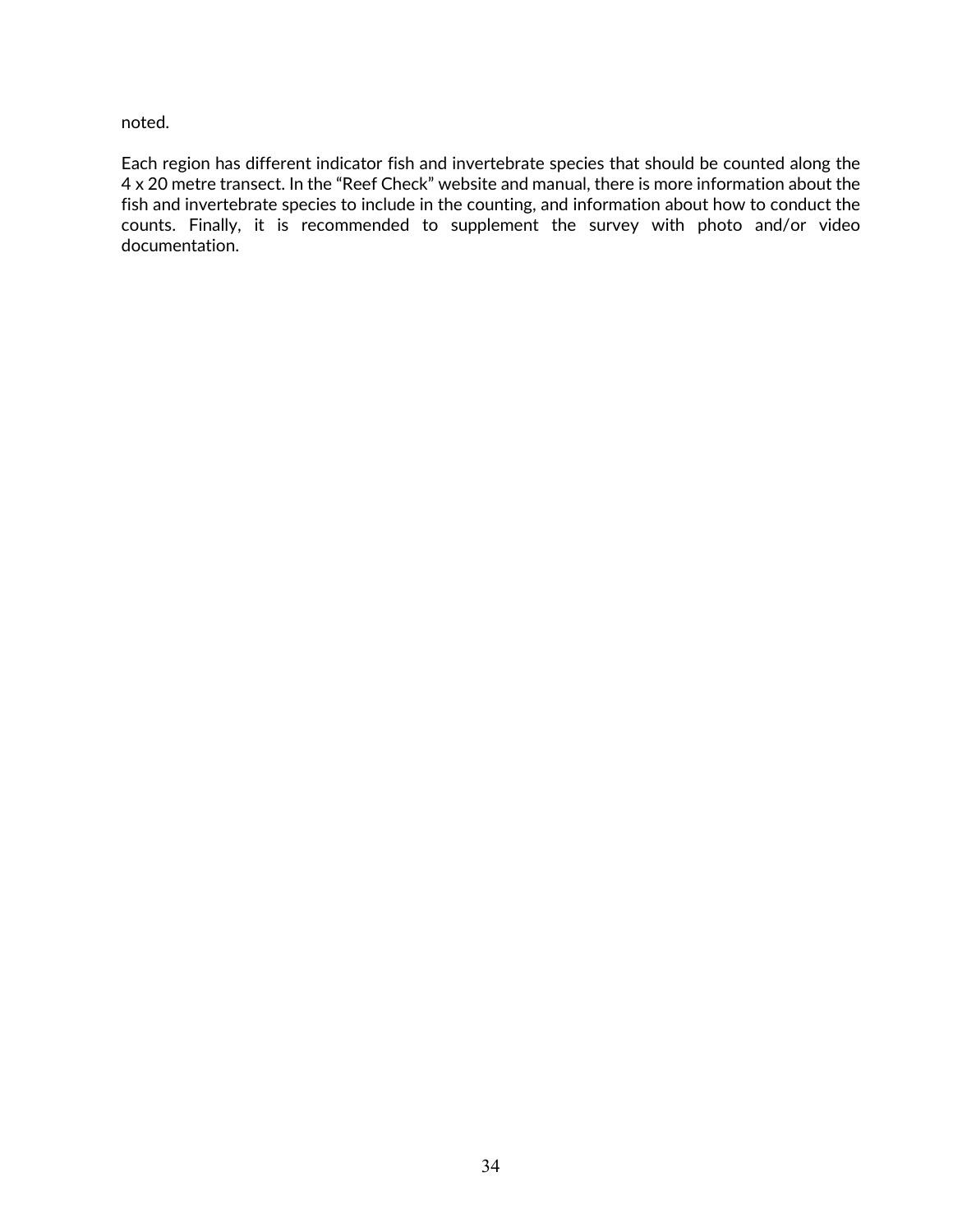noted.

Each region has different indicator fish and invertebrate species that should be counted along the 4 x 20 metre transect. In the "Reef Check" website and manual, there is more information about the fish and invertebrate species to include in the counting, and information about how to conduct the counts. Finally, it is recommended to supplement the survey with photo and/or video documentation.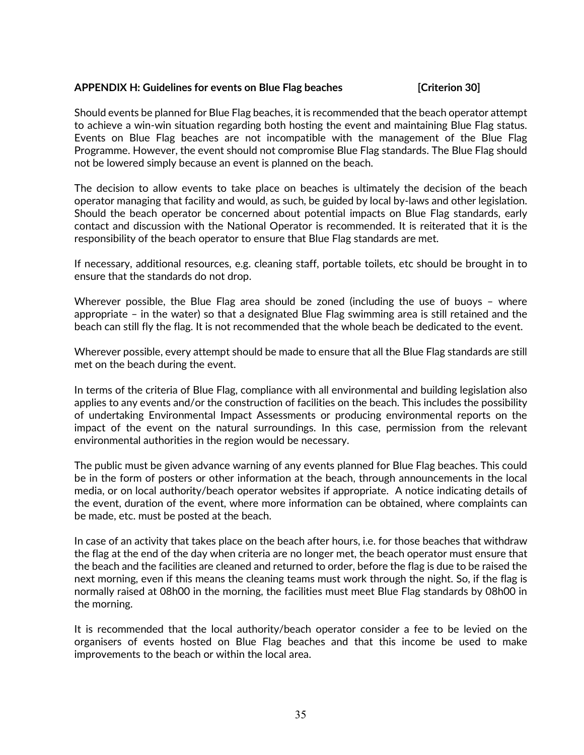**APPENDIX H: Guidelines for events on Blue Flag beaches [Criterion 30]**

Should events be planned for Blue Flag beaches, it is recommended that the beach operator attempt to achieve a win-win situation regarding both hosting the event and maintaining Blue Flag status. Events on Blue Flag beaches are not incompatible with the management of the Blue Flag Programme. However, the event should not compromise Blue Flag standards. The Blue Flag should not be lowered simply because an event is planned on the beach.

The decision to allow events to take place on beaches is ultimately the decision of the beach operator managing that facility and would, as such, be guided by local by-laws and other legislation. Should the beach operator be concerned about potential impacts on Blue Flag standards, early contact and discussion with the National Operator is recommended. It is reiterated that it is the responsibility of the beach operator to ensure that Blue Flag standards are met.

If necessary, additional resources, e.g. cleaning staff, portable toilets, etc should be brought in to ensure that the standards do not drop.

Wherever possible, the Blue Flag area should be zoned (including the use of buoys – where appropriate – in the water) so that a designated Blue Flag swimming area is still retained and the beach can still fly the flag. It is not recommended that the whole beach be dedicated to the event.

Wherever possible, every attempt should be made to ensure that all the Blue Flag standards are still met on the beach during the event.

In terms of the criteria of Blue Flag, compliance with all environmental and building legislation also applies to any events and/or the construction of facilities on the beach. This includes the possibility of undertaking Environmental Impact Assessments or producing environmental reports on the impact of the event on the natural surroundings. In this case, permission from the relevant environmental authorities in the region would be necessary.

The public must be given advance warning of any events planned for Blue Flag beaches. This could be in the form of posters or other information at the beach, through announcements in the local media, or on local authority/beach operator websites if appropriate. A notice indicating details of the event, duration of the event, where more information can be obtained, where complaints can be made, etc. must be posted at the beach.

In case of an activity that takes place on the beach after hours, i.e. for those beaches that withdraw the flag at the end of the day when criteria are no longer met, the beach operator must ensure that the beach and the facilities are cleaned and returned to order, before the flag is due to be raised the next morning, even if this means the cleaning teams must work through the night. So, if the flag is normally raised at 08h00 in the morning, the facilities must meet Blue Flag standards by 08h00 in the morning.

It is recommended that the local authority/beach operator consider a fee to be levied on the organisers of events hosted on Blue Flag beaches and that this income be used to make improvements to the beach or within the local area.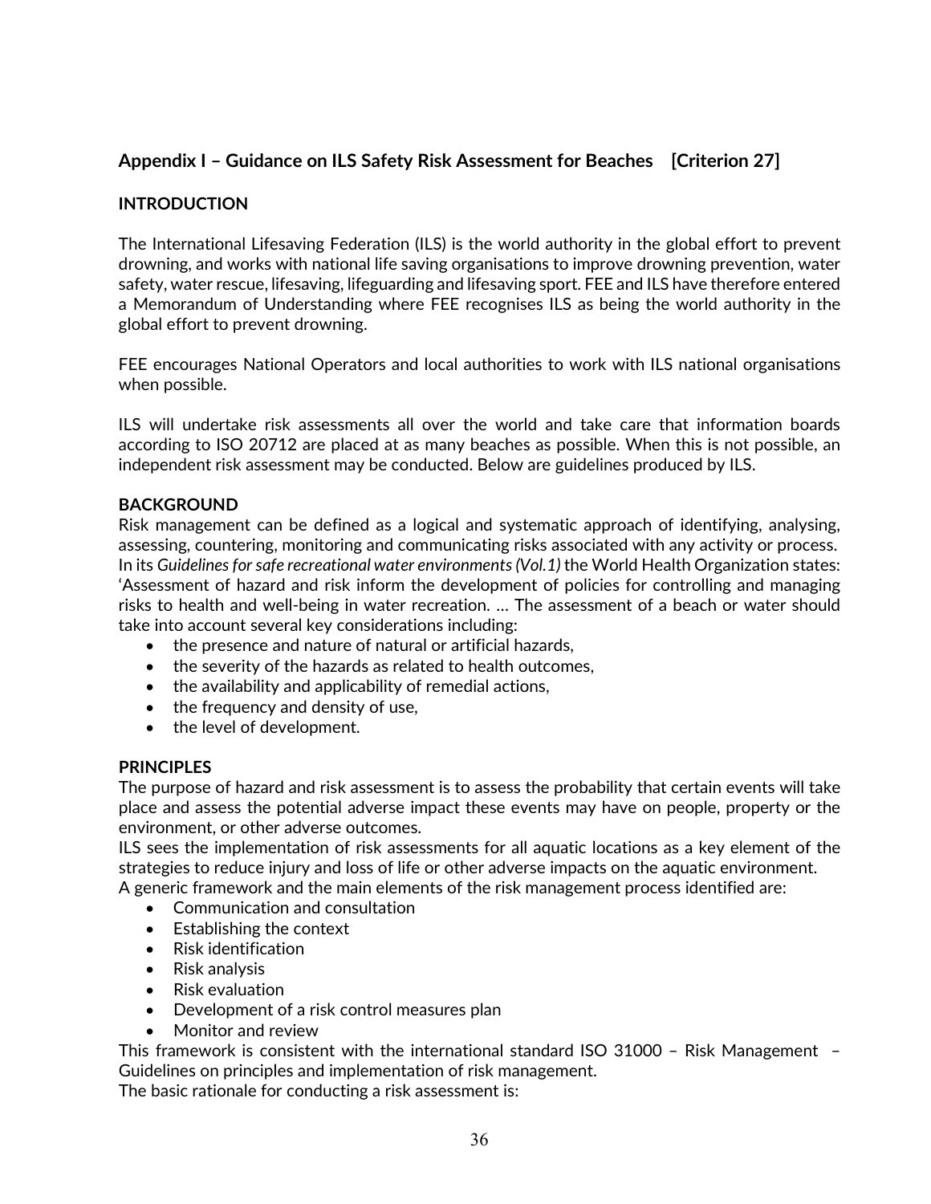## Appendix I – Guidance on ILS Safety Risk Assessment for Beaches [Criterion 27]

### INTRODUCTION

The International Lifesaving Federation (ILS) is the world authority in the global effort to prevent drowning, and works with national life saving organisations to improve drowning prevention, water safety, water rescue, lifesaving, lifeguarding and lifesaving sport. FEE and ILS have therefore entered a Memorandum of Understanding where FEE recognises ILS as being the world authority in the global effort to prevent drowning.

FEE encourages National Operators and local authorities to work with ILS national organisations when possible.

ILS will undertake risk assessments all over the world and take care that information boards according to ISO 20712 are placed at as many beaches as possible. When this is not possible, an independent risk assessment may be conducted. Below are guidelines produced by ILS.

### BACKGROUND

Risk management can be defined as a logical and systematic approach of identifying, analysing, assessing, countering, monitoring and communicating risks associated with any activity or process. In its *Guidelines for safe recreational water environments (Vol.1)* the World Health Organization states: 'Assessment of hazard and risk inform the development of policies for controlling and managing risks to health and well-being in water recreation. … The assessment of a beach or water should take into account several key considerations including:

- the presence and nature of natural or artificial hazards,
- the severity of the hazards as related to health outcomes,
- the availability and applicability of remedial actions,
- the frequency and density of use,
- the level of development.

### PRINCIPLES

The purpose of hazard and risk assessment is to assess the probability that certain events will take place and assess the potential adverse impact these events may have on people, property or the environment, or other adverse outcomes.

ILS sees the implementation of risk assessments for all aquatic locations as a key element of the strategies to reduce injury and loss of life or other adverse impacts on the aquatic environment.

A generic framework and the main elements of the risk management process identified are:

- Communication and consultation
- Establishing the context
- Risk identification
- Risk analysis
- Risk evaluation
- Development of a risk control measures plan
- Monitor and review

This framework is consistent with the international standard ISO 31000 – Risk Management – Guidelines on principles and implementation of risk management.

The basic rationale for conducting a risk assessment is: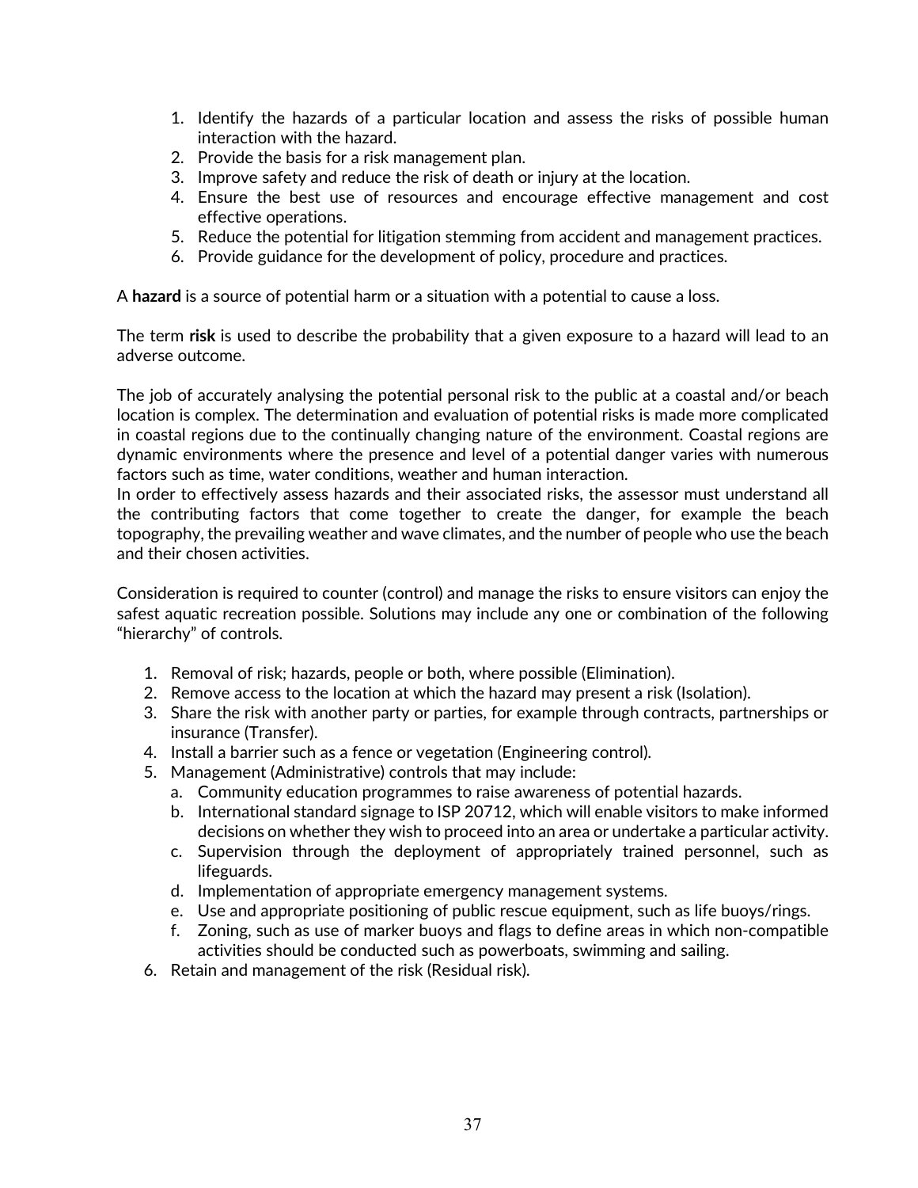1. Identify the hazards of a particular location and assess the risks of possible human interaction with the hazard.
2. Provide the basis for a risk management plan.
3. Improve safety and reduce the risk of death or injury at the location.
4. Ensure the best use of resources and encourage effective management and cost effective operations.
5. Reduce the potential for litigation stemming from accident and management practices.
6. Provide guidance for the development of policy, procedure and practices.

A **hazard** is a source of potential harm or a situation with a potential to cause a loss.

The term **risk** is used to describe the probability that a given exposure to a hazard will lead to an adverse outcome.

The job of accurately analysing the potential personal risk to the public at a coastal and/or beach location is complex. The determination and evaluation of potential risks is made more complicated in coastal regions due to the continually changing nature of the environment. Coastal regions are dynamic environments where the presence and level of a potential danger varies with numerous factors such as time, water conditions, weather and human interaction.
In order to effectively assess hazards and their associated risks, the assessor must understand all the contributing factors that come together to create the danger, for example the beach topography, the prevailing weather and wave climates, and the number of people who use the beach and their chosen activities.

Consideration is required to counter (control) and manage the risks to ensure visitors can enjoy the safest aquatic recreation possible. Solutions may include any one or combination of the following "hierarchy" of controls.

1. Removal of risk; hazards, people or both, where possible (Elimination).
2. Remove access to the location at which the hazard may present a risk (Isolation).
3. Share the risk with another party or parties, for example through contracts, partnerships or insurance (Transfer).
4. Install a barrier such as a fence or vegetation (Engineering control).
5. Management (Administrative) controls that may include:
    a. Community education programmes to raise awareness of potential hazards.
    b. International standard signage to ISP 20712, which will enable visitors to make informed decisions on whether they wish to proceed into an area or undertake a particular activity.
    c. Supervision through the deployment of appropriately trained personnel, such as lifeguards.
    d. Implementation of appropriate emergency management systems.
    e. Use and appropriate positioning of public rescue equipment, such as life buoys/rings.
    f. Zoning, such as use of marker buoys and flags to define areas in which non-compatible activities should be conducted such as powerboats, swimming and sailing.
6. Retain and management of the risk (Residual risk).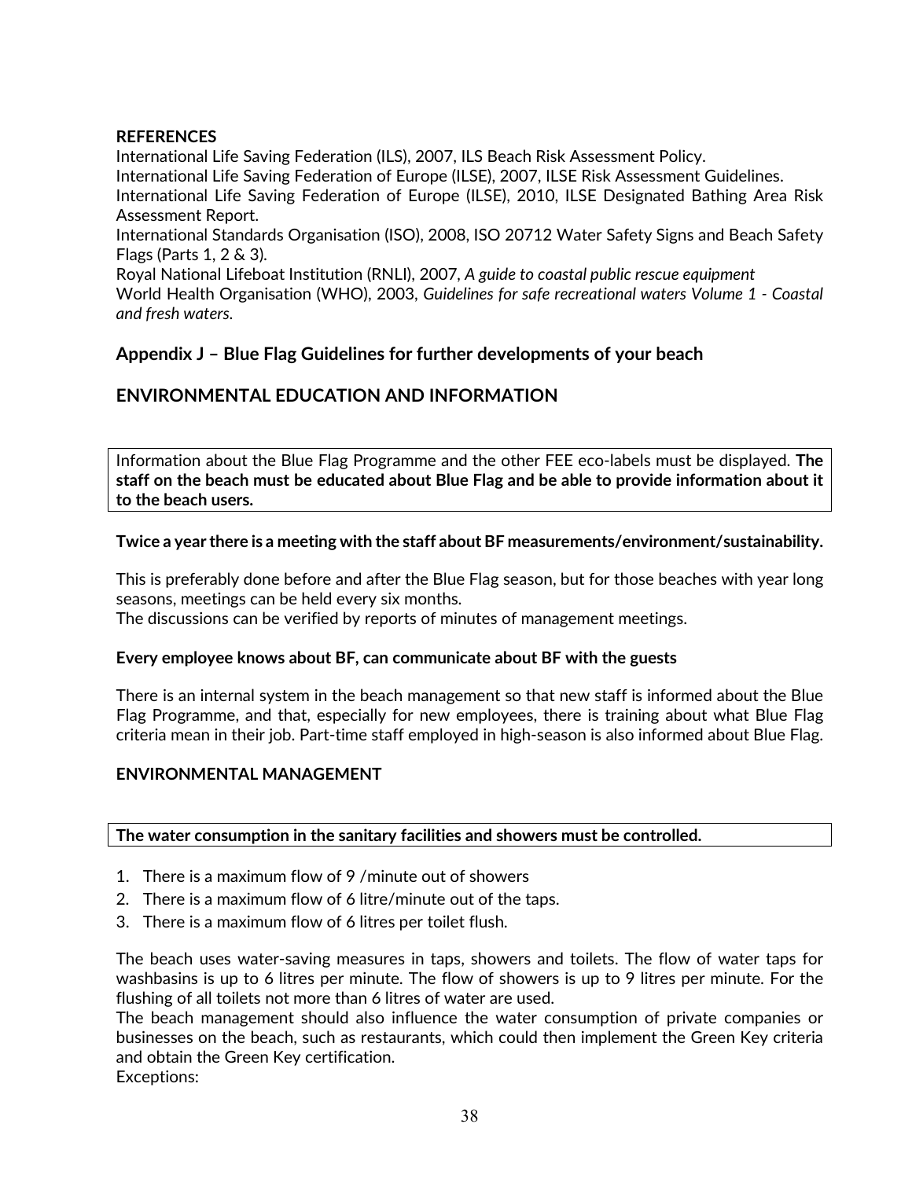**REFERENCES**

International Life Saving Federation (ILS), 2007, ILS Beach Risk Assessment Policy.
International Life Saving Federation of Europe (ILSE), 2007, ILSE Risk Assessment Guidelines.
International Life Saving Federation of Europe (ILSE), 2010, ILSE Designated Bathing Area Risk Assessment Report.
International Standards Organisation (ISO), 2008, ISO 20712 Water Safety Signs and Beach Safety Flags (Parts 1, 2 & 3).
Royal National Lifeboat Institution (RNLI), 2007, *A guide to coastal public rescue equipment*
World Health Organisation (WHO), 2003, *Guidelines for safe recreational waters Volume 1 - Coastal and fresh waters.*

## Appendix J – Blue Flag Guidelines for further developments of your beach

## ENVIRONMENTAL EDUCATION AND INFORMATION

Information about the Blue Flag Programme and the other FEE eco-labels must be displayed. **The staff on the beach must be educated about Blue Flag and be able to provide information about it to the beach users.**

**Twice a year there is a meeting with the staff about BF measurements/environment/sustainability.**

This is preferably done before and after the Blue Flag season, but for those beaches with year long seasons, meetings can be held every six months.
The discussions can be verified by reports of minutes of management meetings.

**Every employee knows about BF, can communicate about BF with the guests**

There is an internal system in the beach management so that new staff is informed about the Blue Flag Programme, and that, especially for new employees, there is training about what Blue Flag criteria mean in their job. Part-time staff employed in high-season is also informed about Blue Flag.

### ENVIRONMENTAL MANAGEMENT

**The water consumption in the sanitary facilities and showers must be controlled.**

1. There is a maximum flow of 9 /minute out of showers
2. There is a maximum flow of 6 litre/minute out of the taps.
3. There is a maximum flow of 6 litres per toilet flush.

The beach uses water-saving measures in taps, showers and toilets. The flow of water taps for washbasins is up to 6 litres per minute. The flow of showers is up to 9 litres per minute. For the flushing of all toilets not more than 6 litres of water are used.
The beach management should also influence the water consumption of private companies or businesses on the beach, such as restaurants, which could then implement the Green Key criteria and obtain the Green Key certification.
Exceptions: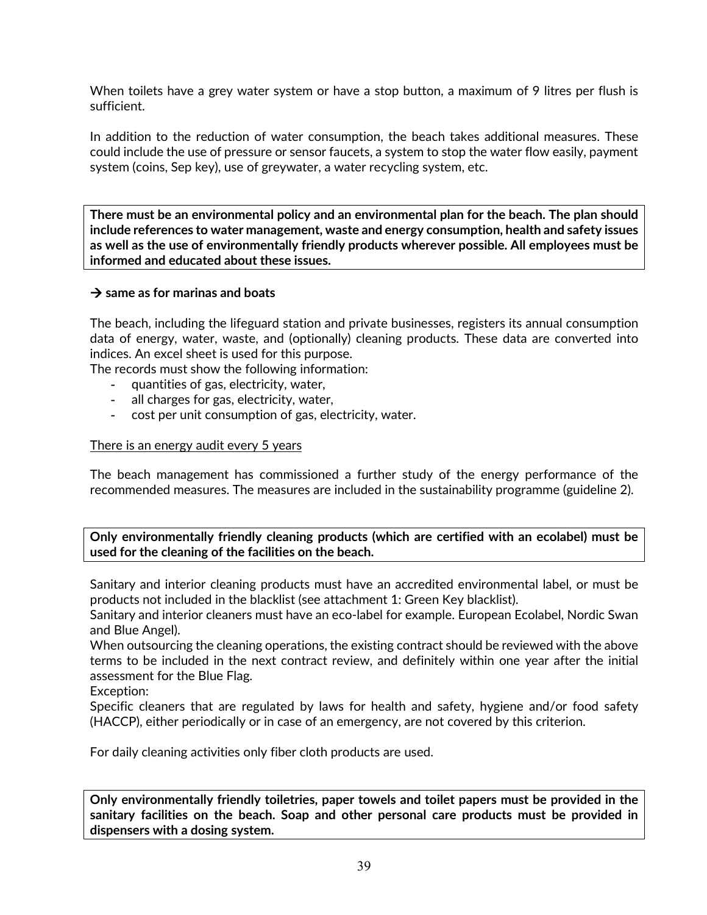When toilets have a grey water system or have a stop button, a maximum of 9 litres per flush is sufficient.

In addition to the reduction of water consumption, the beach takes additional measures. These could include the use of pressure or sensor faucets, a system to stop the water flow easily, payment system (coins, Sep key), use of greywater, a water recycling system, etc.

**There must be an environmental policy and an environmental plan for the beach. The plan should include references to water management, waste and energy consumption, health and safety issues as well as the use of environmentally friendly products wherever possible. All employees must be informed and educated about these issues.**

**→ same as for marinas and boats**

The beach, including the lifeguard station and private businesses, registers its annual consumption data of energy, water, waste, and (optionally) cleaning products. These data are converted into indices. An excel sheet is used for this purpose.
The records must show the following information:

- quantities of gas, electricity, water,
- all charges for gas, electricity, water,
- cost per unit consumption of gas, electricity, water.

<u>There is an energy audit every 5 years</u>

The beach management has commissioned a further study of the energy performance of the recommended measures. The measures are included in the sustainability programme (guideline 2).

**Only environmentally friendly cleaning products (which are certified with an ecolabel) must be used for the cleaning of the facilities on the beach.**

Sanitary and interior cleaning products must have an accredited environmental label, or must be products not included in the blacklist (see attachment 1: Green Key blacklist).
Sanitary and interior cleaners must have an eco-label for example. European Ecolabel, Nordic Swan and Blue Angel).
When outsourcing the cleaning operations, the existing contract should be reviewed with the above terms to be included in the next contract review, and definitely within one year after the initial assessment for the Blue Flag.
Exception:
Specific cleaners that are regulated by laws for health and safety, hygiene and/or food safety (HACCP), either periodically or in case of an emergency, are not covered by this criterion.

For daily cleaning activities only fiber cloth products are used.

**Only environmentally friendly toiletries, paper towels and toilet papers must be provided in the sanitary facilities on the beach. Soap and other personal care products must be provided in dispensers with a dosing system.**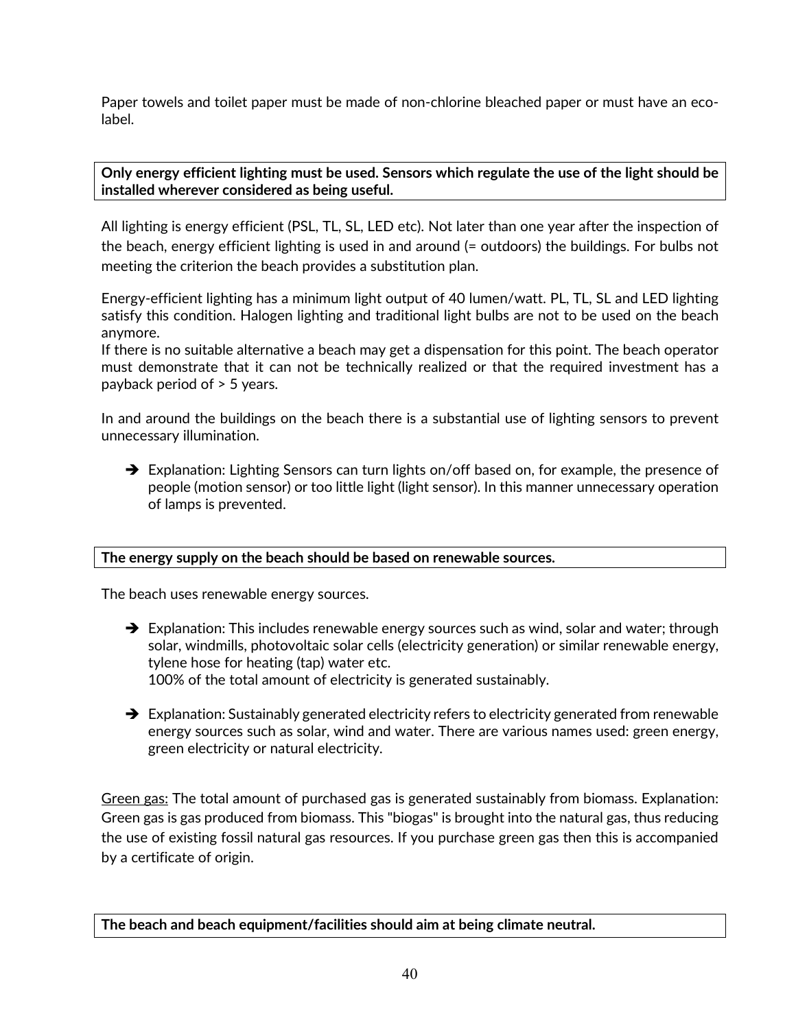Paper towels and toilet paper must be made of non-chlorine bleached paper or must have an eco-label.

**Only energy efficient lighting must be used. Sensors which regulate the use of the light should be installed wherever considered as being useful.**

All lighting is energy efficient (PSL, TL, SL, LED etc). Not later than one year after the inspection of the beach, energy efficient lighting is used in and around (= outdoors) the buildings. For bulbs not meeting the criterion the beach provides a substitution plan.

Energy-efficient lighting has a minimum light output of 40 lumen/watt. PL, TL, SL and LED lighting satisfy this condition. Halogen lighting and traditional light bulbs are not to be used on the beach anymore.
If there is no suitable alternative a beach may get a dispensation for this point. The beach operator must demonstrate that it can not be technically realized or that the required investment has a payback period of > 5 years.

In and around the buildings on the beach there is a substantial use of lighting sensors to prevent unnecessary illumination.

- ➔ Explanation: Lighting Sensors can turn lights on/off based on, for example, the presence of people (motion sensor) or too little light (light sensor). In this manner unnecessary operation of lamps is prevented.

**The energy supply on the beach should be based on renewable sources.**

The beach uses renewable energy sources.

- ➔ Explanation: This includes renewable energy sources such as wind, solar and water; through solar, windmills, photovoltaic solar cells (electricity generation) or similar renewable energy, tylene hose for heating (tap) water etc.
  100% of the total amount of electricity is generated sustainably.

- ➔ Explanation: Sustainably generated electricity refers to electricity generated from renewable energy sources such as solar, wind and water. There are various names used: green energy, green electricity or natural electricity.

<u>Green gas:</u> The total amount of purchased gas is generated sustainably from biomass. Explanation: Green gas is gas produced from biomass. This "biogas" is brought into the natural gas, thus reducing the use of existing fossil natural gas resources. If you purchase green gas then this is accompanied by a certificate of origin.

**The beach and beach equipment/facilities should aim at being climate neutral.**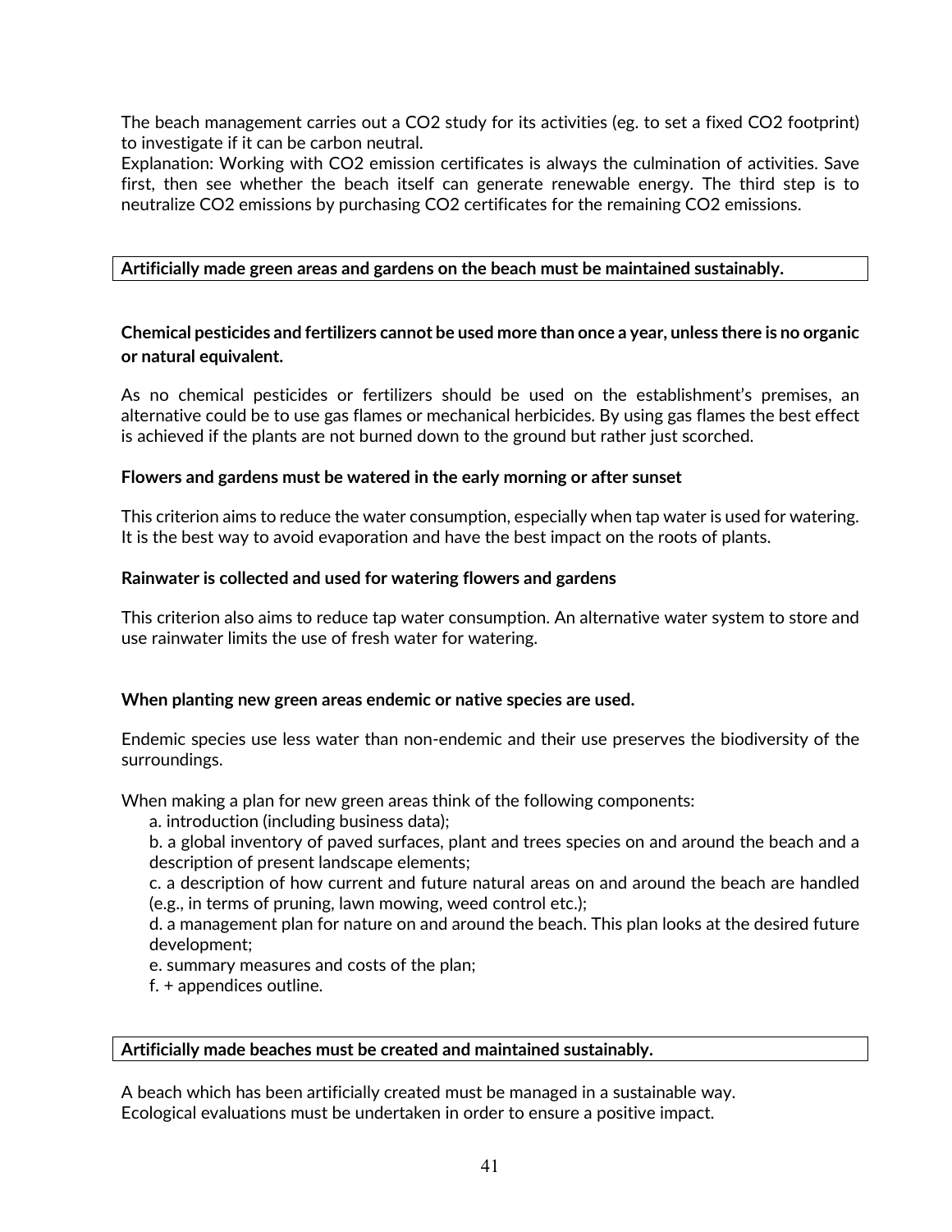The beach management carries out a $CO_2$ study for its activities (eg. to set a fixed $CO_2$ footprint) to investigate if it can be carbon neutral.
Explanation: Working with $CO_2$ emission certificates is always the culmination of activities. Save first, then see whether the beach itself can generate renewable energy. The third step is to neutralize $CO_2$ emissions by purchasing $CO_2$ certificates for the remaining $CO_2$ emissions.

**Artificially made green areas and gardens on the beach must be maintained sustainably.**

**Chemical pesticides and fertilizers cannot be used more than once a year, unless there is no organic or natural equivalent.**

As no chemical pesticides or fertilizers should be used on the establishment's premises, an alternative could be to use gas flames or mechanical herbicides. By using gas flames the best effect is achieved if the plants are not burned down to the ground but rather just scorched.

**Flowers and gardens must be watered in the early morning or after sunset**

This criterion aims to reduce the water consumption, especially when tap water is used for watering. It is the best way to avoid evaporation and have the best impact on the roots of plants.

**Rainwater is collected and used for watering flowers and gardens**

This criterion also aims to reduce tap water consumption. An alternative water system to store and use rainwater limits the use of fresh water for watering.

**When planting new green areas endemic or native species are used.**

Endemic species use less water than non-endemic and their use preserves the biodiversity of the surroundings.

When making a plan for new green areas think of the following components:

a. introduction (including business data);
b. a global inventory of paved surfaces, plant and trees species on and around the beach and a description of present landscape elements;
c. a description of how current and future natural areas on and around the beach are handled (e.g., in terms of pruning, lawn mowing, weed control etc.);
d. a management plan for nature on and around the beach. This plan looks at the desired future development;
e. summary measures and costs of the plan;
f. + appendices outline.

**Artificially made beaches must be created and maintained sustainably.**

A beach which has been artificially created must be managed in a sustainable way.
Ecological evaluations must be undertaken in order to ensure a positive impact.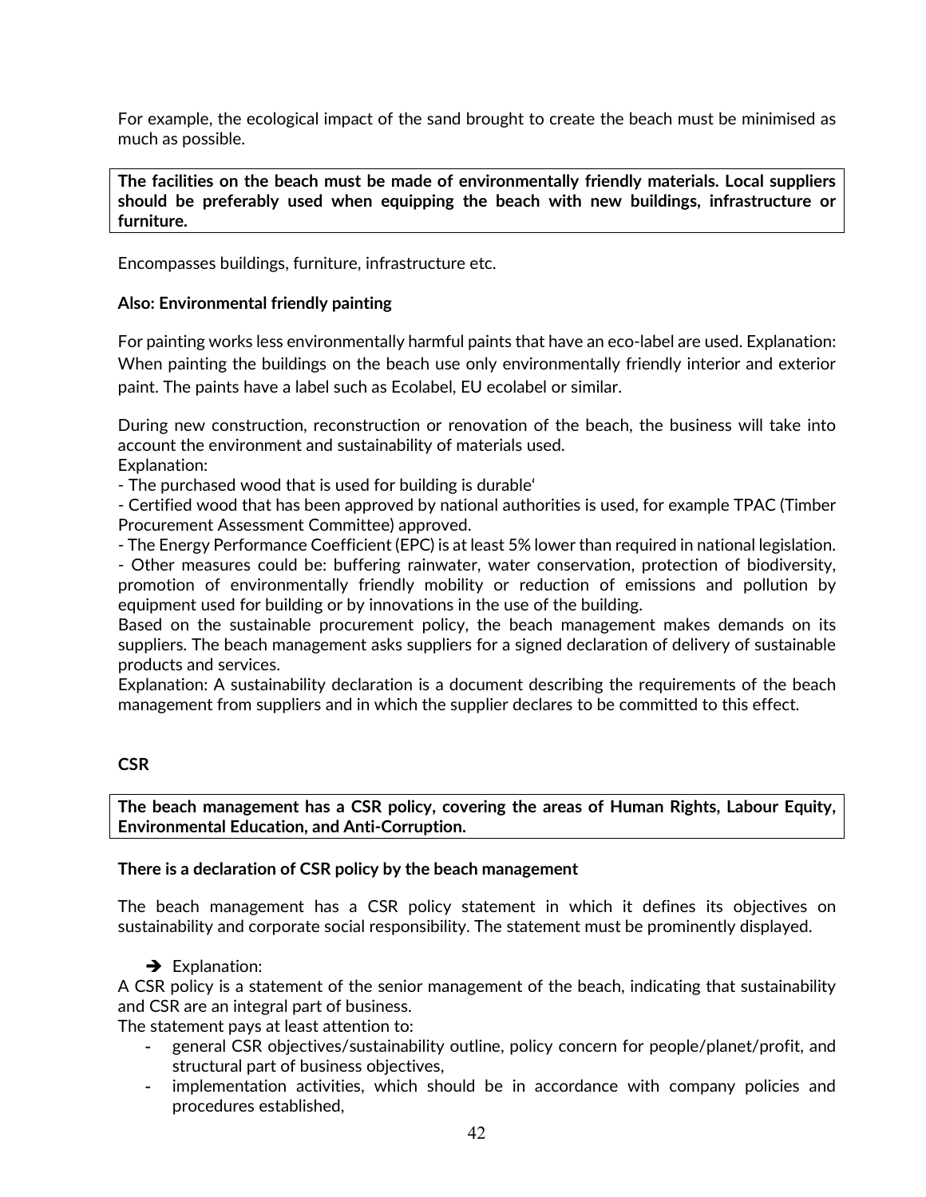For example, the ecological impact of the sand brought to create the beach must be minimised as much as possible.

**The facilities on the beach must be made of environmentally friendly materials. Local suppliers should be preferably used when equipping the beach with new buildings, infrastructure or furniture.**

Encompasses buildings, furniture, infrastructure etc.

**Also: Environmental friendly painting**

For painting works less environmentally harmful paints that have an eco-label are used. Explanation: When painting the buildings on the beach use only environmentally friendly interior and exterior paint. The paints have a label such as Ecolabel, EU ecolabel or similar.

During new construction, reconstruction or renovation of the beach, the business will take into account the environment and sustainability of materials used.
Explanation:
- The purchased wood that is used for building is durable'
- Certified wood that has been approved by national authorities is used, for example TPAC (Timber Procurement Assessment Committee) approved.
- The Energy Performance Coefficient (EPC) is at least 5% lower than required in national legislation.
- Other measures could be: buffering rainwater, water conservation, protection of biodiversity, promotion of environmentally friendly mobility or reduction of emissions and pollution by equipment used for building or by innovations in the use of the building.
Based on the sustainable procurement policy, the beach management makes demands on its suppliers. The beach management asks suppliers for a signed declaration of delivery of sustainable products and services.
Explanation: A sustainability declaration is a document describing the requirements of the beach management from suppliers and in which the supplier declares to be committed to this effect.

**CSR**

**The beach management has a CSR policy, covering the areas of Human Rights, Labour Equity, Environmental Education, and Anti-Corruption.**

**There is a declaration of CSR policy by the beach management**

The beach management has a CSR policy statement in which it defines its objectives on sustainability and corporate social responsibility. The statement must be prominently displayed.

➔ Explanation:

A CSR policy is a statement of the senior management of the beach, indicating that sustainability and CSR are an integral part of business.
The statement pays at least attention to:

- general CSR objectives/sustainability outline, policy concern for people/planet/profit, and structural part of business objectives,
- implementation activities, which should be in accordance with company policies and procedures established,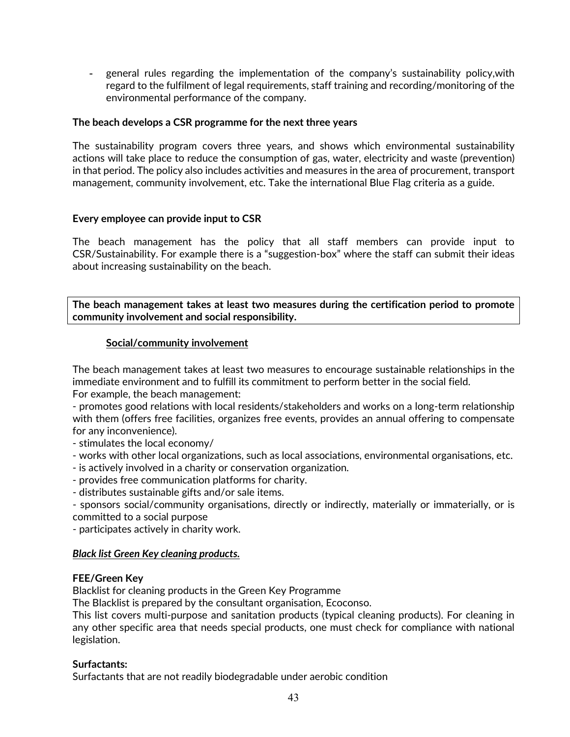- general rules regarding the implementation of the company's sustainability policy,with regard to the fulfilment of legal requirements, staff training and recording/monitoring of the environmental performance of the company.

**The beach develops a CSR programme for the next three years**

The sustainability program covers three years, and shows which environmental sustainability actions will take place to reduce the consumption of gas, water, electricity and waste (prevention) in that period. The policy also includes activities and measures in the area of procurement, transport management, community involvement, etc. Take the international Blue Flag criteria as a guide.

**Every employee can provide input to CSR**

The beach management has the policy that all staff members can provide input to CSR/Sustainability. For example there is a "suggestion-box" where the staff can submit their ideas about increasing sustainability on the beach.

**The beach management takes at least two measures during the certification period to promote community involvement and social responsibility.**

**<u>Social/community involvement</u>**

The beach management takes at least two measures to encourage sustainable relationships in the immediate environment and to fulfill its commitment to perform better in the social field.
For example, the beach management:

- promotes good relations with local residents/stakeholders and works on a long-term relationship with them (offers free facilities, organizes free events, provides an annual offering to compensate for any inconvenience).
- stimulates the local economy/
- works with other local organizations, such as local associations, environmental organisations, etc.
- is actively involved in a charity or conservation organization.
- provides free communication platforms for charity.
- distributes sustainable gifts and/or sale items.
- sponsors social/community organisations, directly or indirectly, materially or immaterially, or is committed to a social purpose
- participates actively in charity work.

***<u>Black list Green Key cleaning products.</u>***

**FEE/Green Key**
Blacklist for cleaning products in the Green Key Programme
The Blacklist is prepared by the consultant organisation, Ecoconso.
This list covers multi-purpose and sanitation products (typical cleaning products). For cleaning in any other specific area that needs special products, one must check for compliance with national legislation.

**Surfactants:**
Surfactants that are not readily biodegradable under aerobic condition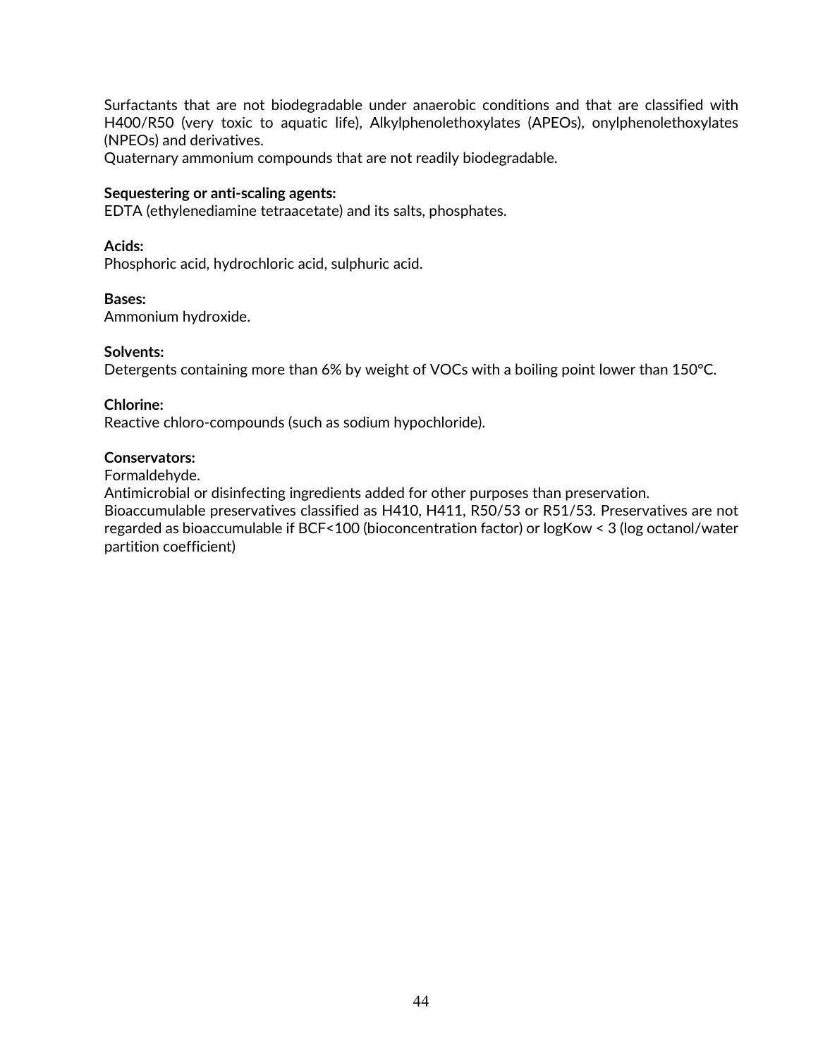Surfactants that are not biodegradable under anaerobic conditions and that are classified with H400/R50 (very toxic to aquatic life), Alkylphenolethoxylates (APEOs), onylphenolethoxylates (NPEOs) and derivatives.
Quaternary ammonium compounds that are not readily biodegradable.

**Sequestering or anti-scaling agents:**
EDTA (ethylenediamine tetraacetate) and its salts, phosphates.

**Acids:**
Phosphoric acid, hydrochloric acid, sulphuric acid.

**Bases:**
Ammonium hydroxide.

**Solvents:**
Detergents containing more than 6% by weight of VOCs with a boiling point lower than 150°C.

**Chlorine:**
Reactive chloro-compounds (such as sodium hypochloride).

**Conservators:**
Formaldehyde.
Antimicrobial or disinfecting ingredients added for other purposes than preservation.
Bioaccumulable preservatives classified as H410, H411, R50/53 or R51/53. Preservatives are not regarded as bioaccumulable if BCF<100 (bioconcentration factor) or logKow < 3 (log octanol/water partition coefficient)